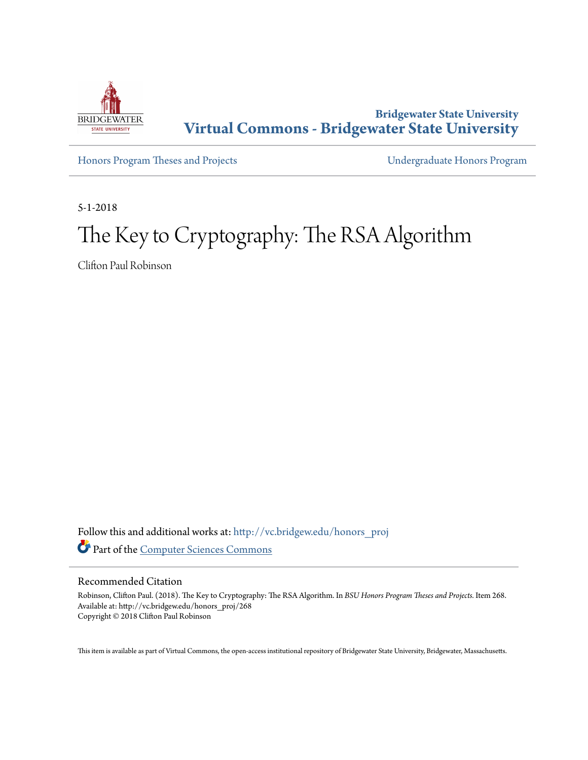Bridgewater State University

# Virtual Commons - Bridgewater State University

Honors Program Theses and Projects

Undergraduate Honors Program

5-1-2018

# The Key to Cryptography: The RSA Algorithm

Clifton Paul Robinson

Follow this and additional works at: http://vc.bridgew.edu/honors_proj

Part of the Computer Sciences Commons

## Recommended Citation

Robinson, Clifton Paul. (2018). The Key to Cryptography: The RSA Algorithm. In *BSU Honors Program Theses and Projects.* Item 268.
Available at: http://vc.bridgew.edu/honors_proj/268
Copyright © 2018 Clifton Paul Robinson

This item is available as part of Virtual Commons, the open-access institutional repository of Bridgewater State University, Bridgewater, Massachusetts.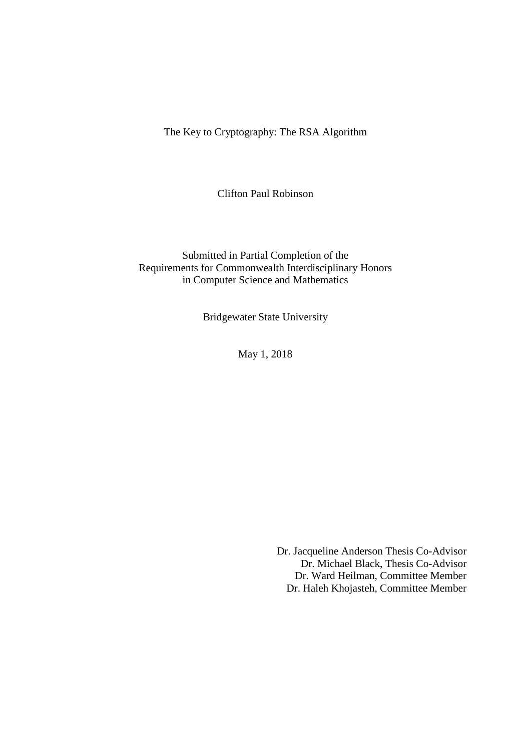# The Key to Cryptography: The RSA Algorithm

Clifton Paul Robinson

Submitted in Partial Completion of the
Requirements for Commonwealth Interdisciplinary Honors
in Computer Science and Mathematics

Bridgewater State University

May 1, 2018

Dr. Jacqueline Anderson Thesis Co-Advisor
Dr. Michael Black, Thesis Co-Advisor
Dr. Ward Heilman, Committee Member
Dr. Haleh Khojasteh, Committee Member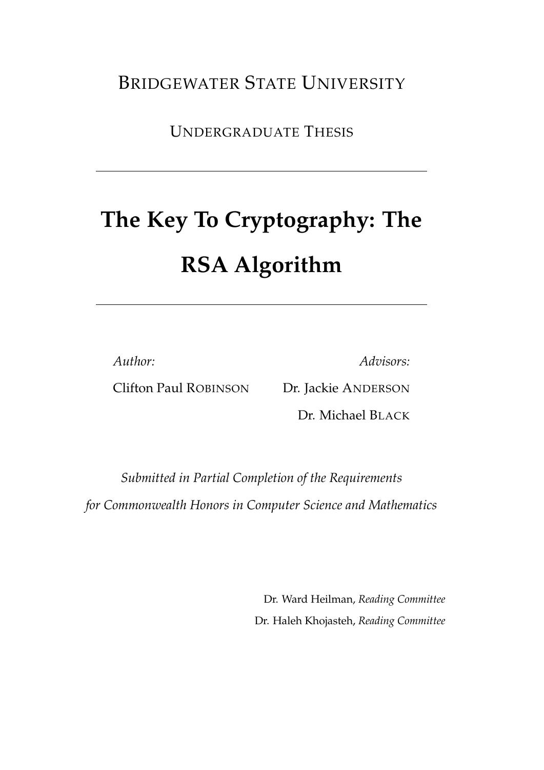BRIDGEWATER STATE UNIVERSITY

UNDERGRADUATE THESIS

---

# The Key To Cryptography: The RSA Algorithm

---

*Author:*

Clifton Paul ROBINSON

*Advisors:*

Dr. Jackie ANDERSON

Dr. Michael BLACK

*Submitted in Partial Completion of the Requirements for Commonwealth Honors in Computer Science and Mathematics*

Dr. Ward Heilman, *Reading Committee*

Dr. Haleh Khojasteh, *Reading Committee*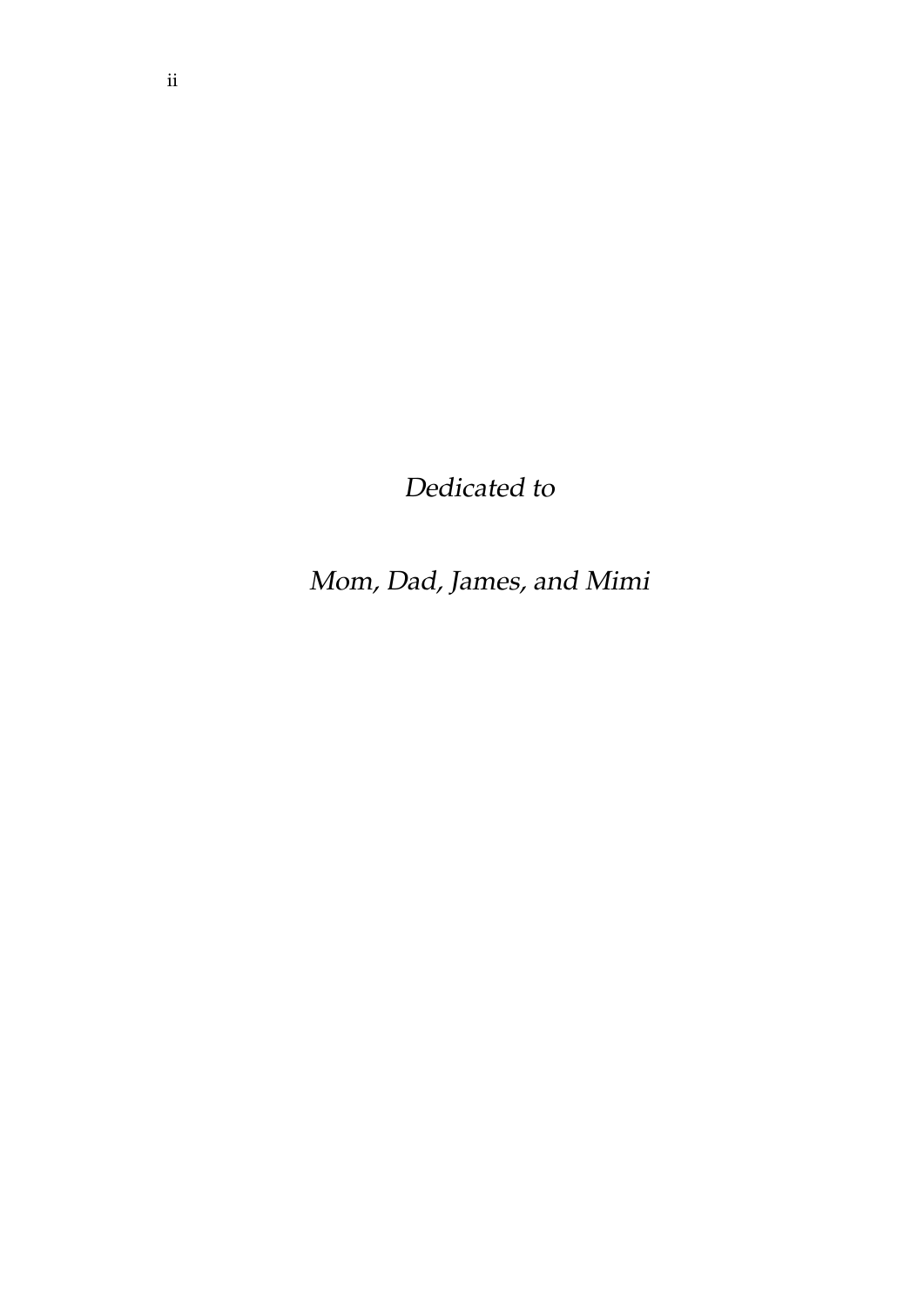*Dedicated to*

*Mom, Dad, James, and Mimi*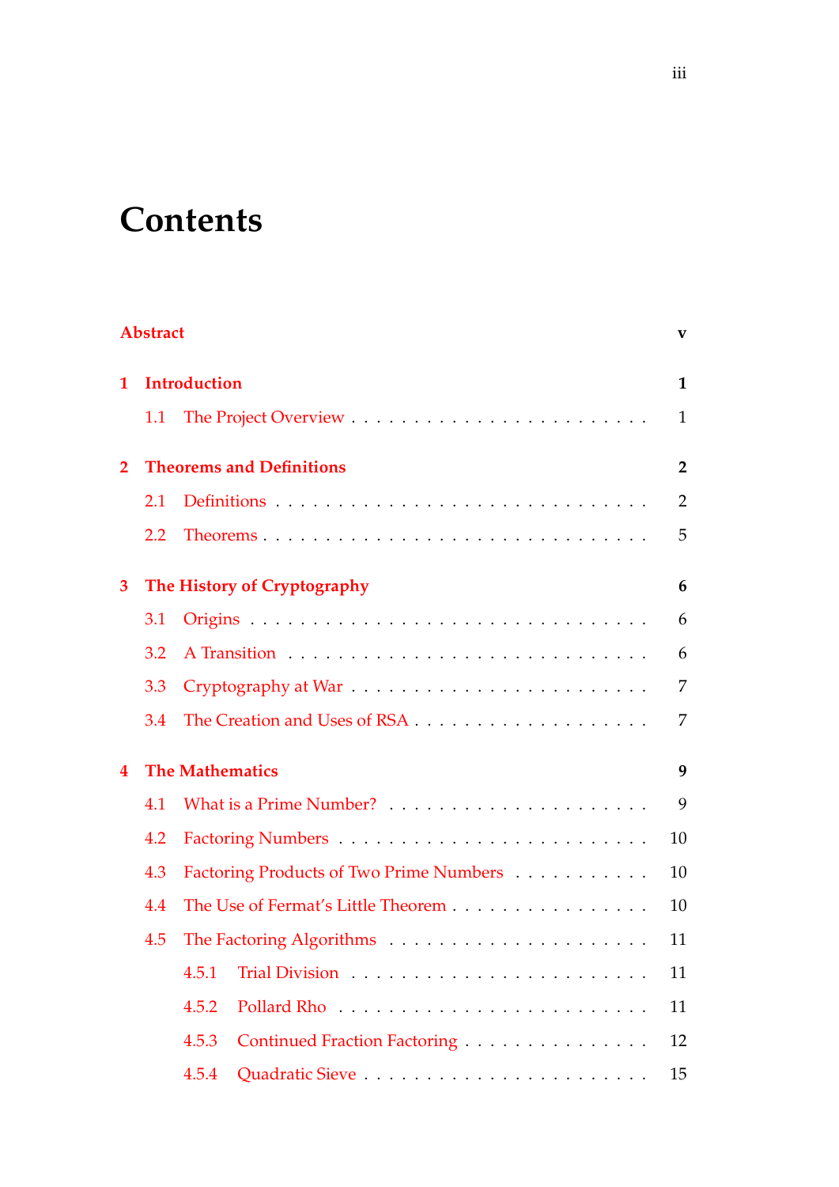# Contents

**Abstract** **v**

**1 Introduction** **1**

- 1.1 The Project Overview . . . . . . . . . . . . . . . . . . . . . . . . 1

**2 Theorems and Definitions** **2**

- 2.1 Definitions . . . . . . . . . . . . . . . . . . . . . . . . . . . . 2
- 2.2 Theorems . . . . . . . . . . . . . . . . . . . . . . . . . . . . . 5

**3 The History of Cryptography** **6**

- 3.1 Origins . . . . . . . . . . . . . . . . . . . . . . . . . . . . . 6
- 3.2 A Transition . . . . . . . . . . . . . . . . . . . . . . . . . . . 6
- 3.3 Cryptography at War . . . . . . . . . . . . . . . . . . . . . . . 7
- 3.4 The Creation and Uses of RSA . . . . . . . . . . . . . . . . . . 7

**4 The Mathematics** **9**

- 4.1 What is a Prime Number? . . . . . . . . . . . . . . . . . . . . 9
- 4.2 Factoring Numbers . . . . . . . . . . . . . . . . . . . . . . . 10
- 4.3 Factoring Products of Two Prime Numbers . . . . . . . . . . . 10
- 4.4 The Use of Fermat's Little Theorem . . . . . . . . . . . . . . . 10
- 4.5 The Factoring Algorithms . . . . . . . . . . . . . . . . . . . . 11
  - 4.5.1 Trial Division . . . . . . . . . . . . . . . . . . . . . . 11
  - 4.5.2 Pollard Rho . . . . . . . . . . . . . . . . . . . . . . . 11
  - 4.5.3 Continued Fraction Factoring . . . . . . . . . . . . . . 12
  - 4.5.4 Quadratic Sieve . . . . . . . . . . . . . . . . . . . . . 15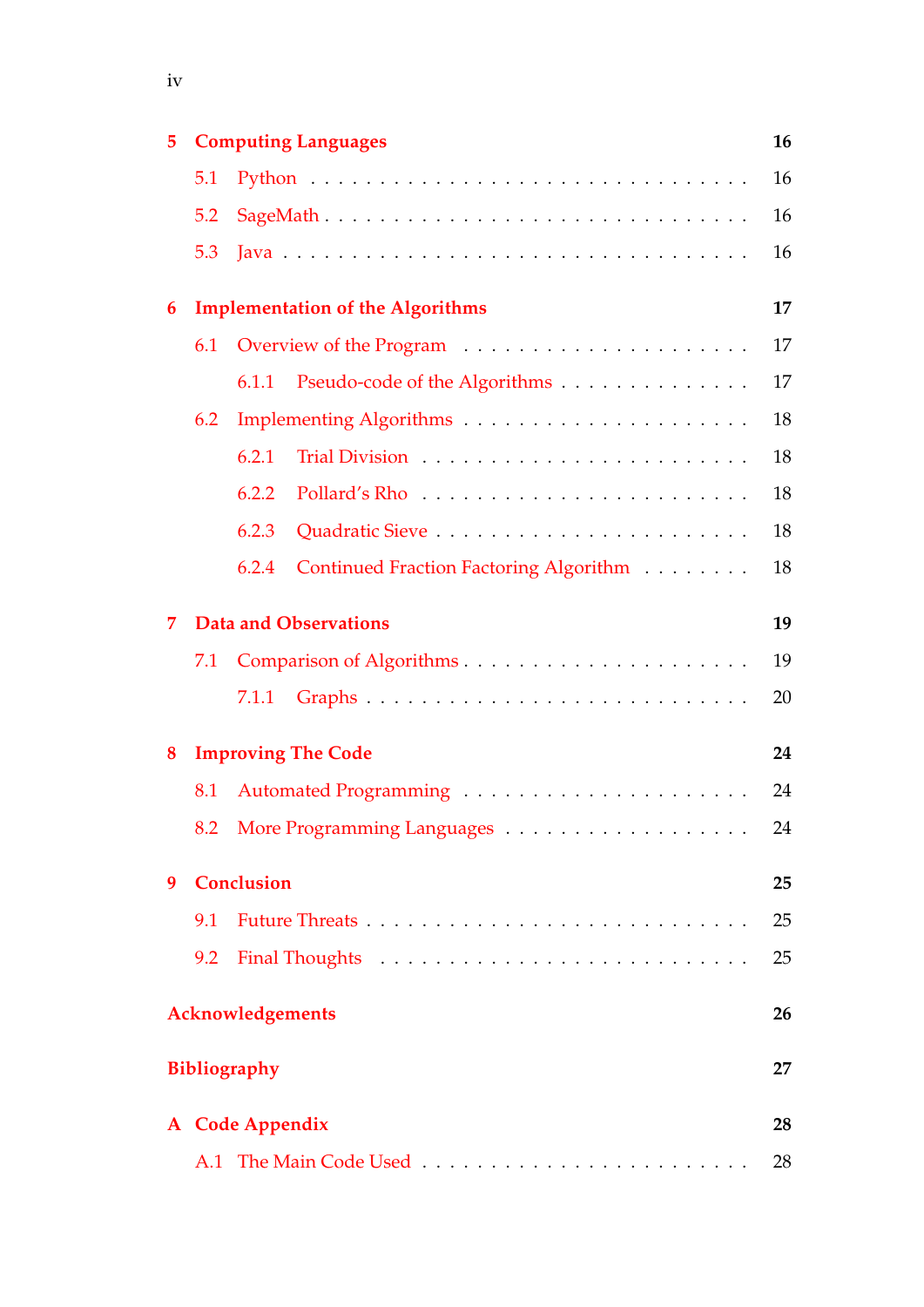**5 Computing Languages** 16

- 5.1 Python 16
- 5.2 SageMath 16
- 5.3 Java 16

**6 Implementation of the Algorithms** 17

- 6.1 Overview of the Program 17
  - 6.1.1 Pseudo-code of the Algorithms 17
- 6.2 Implementing Algorithms 18
  - 6.2.1 Trial Division 18
  - 6.2.2 Pollard's Rho 18
  - 6.2.3 Quadratic Sieve 18
  - 6.2.4 Continued Fraction Factoring Algorithm 18

**7 Data and Observations** 19

- 7.1 Comparison of Algorithms 19
  - 7.1.1 Graphs 20

**8 Improving The Code** 24

- 8.1 Automated Programming 24
- 8.2 More Programming Languages 24

**9 Conclusion** 25

- 9.1 Future Threats 25
- 9.2 Final Thoughts 25

**Acknowledgements** 26

**Bibliography** 27

**A Code Appendix** 28

- A.1 The Main Code Used 28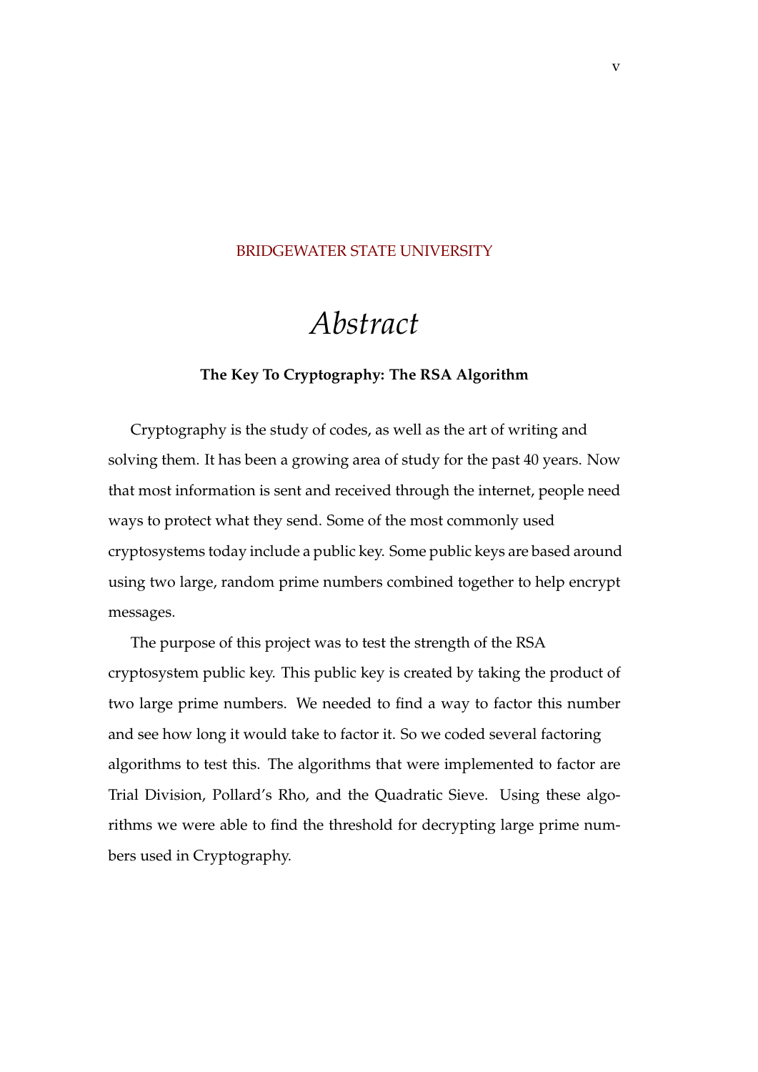BRIDGEWATER STATE UNIVERSITY

# *Abstract*

**The Key To Cryptography: The RSA Algorithm**

Cryptography is the study of codes, as well as the art of writing and solving them. It has been a growing area of study for the past 40 years. Now that most information is sent and received through the internet, people need ways to protect what they send. Some of the most commonly used cryptosystems today include a public key. Some public keys are based around using two large, random prime numbers combined together to help encrypt messages.

The purpose of this project was to test the strength of the RSA cryptosystem public key. This public key is created by taking the product of two large prime numbers. We needed to find a way to factor this number and see how long it would take to factor it. So we coded several factoring algorithms to test this. The algorithms that were implemented to factor are Trial Division, Pollard's Rho, and the Quadratic Sieve. Using these algorithms we were able to find the threshold for decrypting large prime numbers used in Cryptography.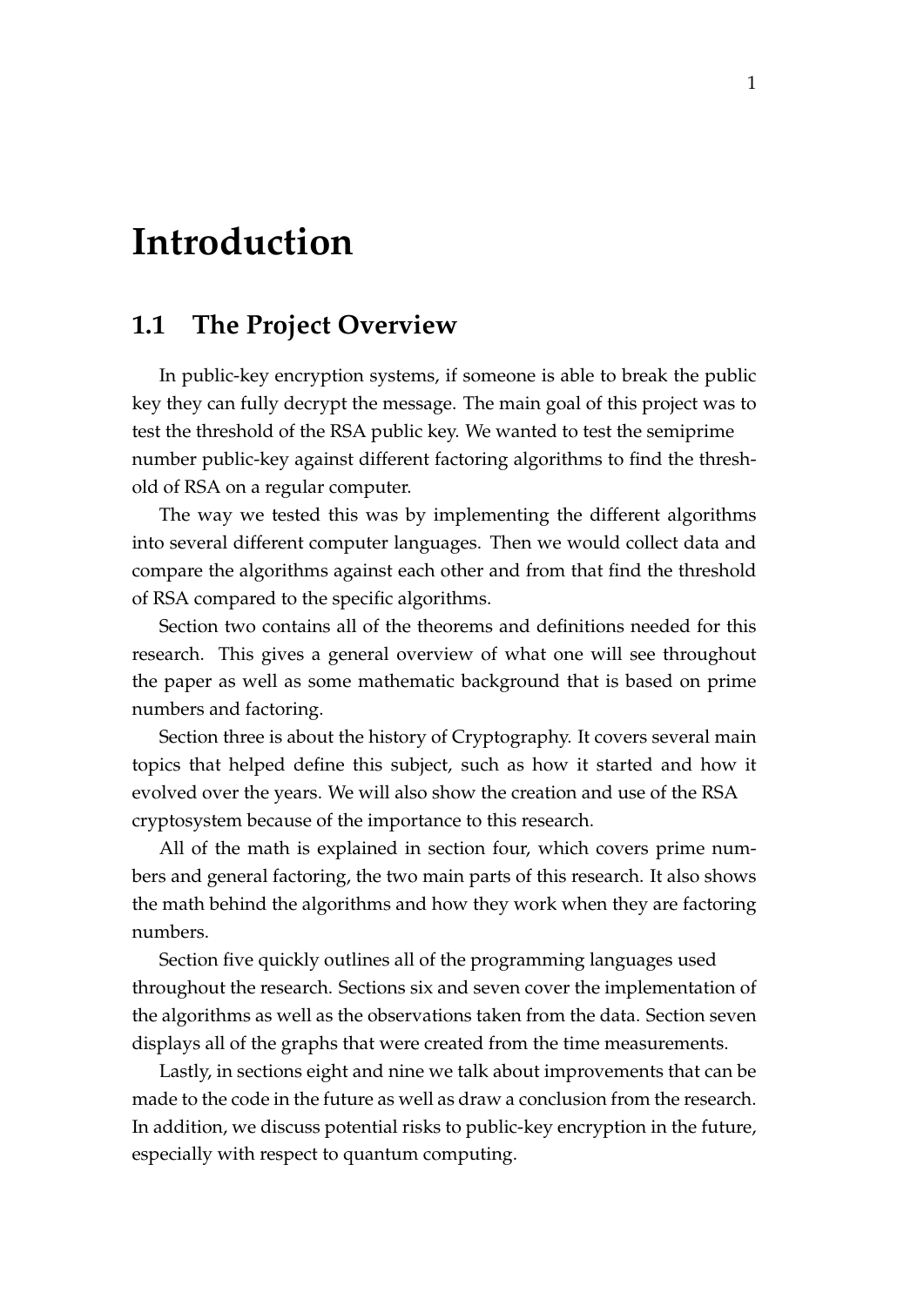# Introduction

## 1.1 The Project Overview

In public-key encryption systems, if someone is able to break the public key they can fully decrypt the message. The main goal of this project was to test the threshold of the RSA public key. We wanted to test the semiprime number public-key against different factoring algorithms to find the threshold of RSA on a regular computer.

The way we tested this was by implementing the different algorithms into several different computer languages. Then we would collect data and compare the algorithms against each other and from that find the threshold of RSA compared to the specific algorithms.

Section two contains all of the theorems and definitions needed for this research. This gives a general overview of what one will see throughout the paper as well as some mathematic background that is based on prime numbers and factoring.

Section three is about the history of Cryptography. It covers several main topics that helped define this subject, such as how it started and how it evolved over the years. We will also show the creation and use of the RSA cryptosystem because of the importance to this research.

All of the math is explained in section four, which covers prime numbers and general factoring, the two main parts of this research. It also shows the math behind the algorithms and how they work when they are factoring numbers.

Section five quickly outlines all of the programming languages used throughout the research. Sections six and seven cover the implementation of the algorithms as well as the observations taken from the data. Section seven displays all of the graphs that were created from the time measurements.

Lastly, in sections eight and nine we talk about improvements that can be made to the code in the future as well as draw a conclusion from the research. In addition, we discuss potential risks to public-key encryption in the future, especially with respect to quantum computing.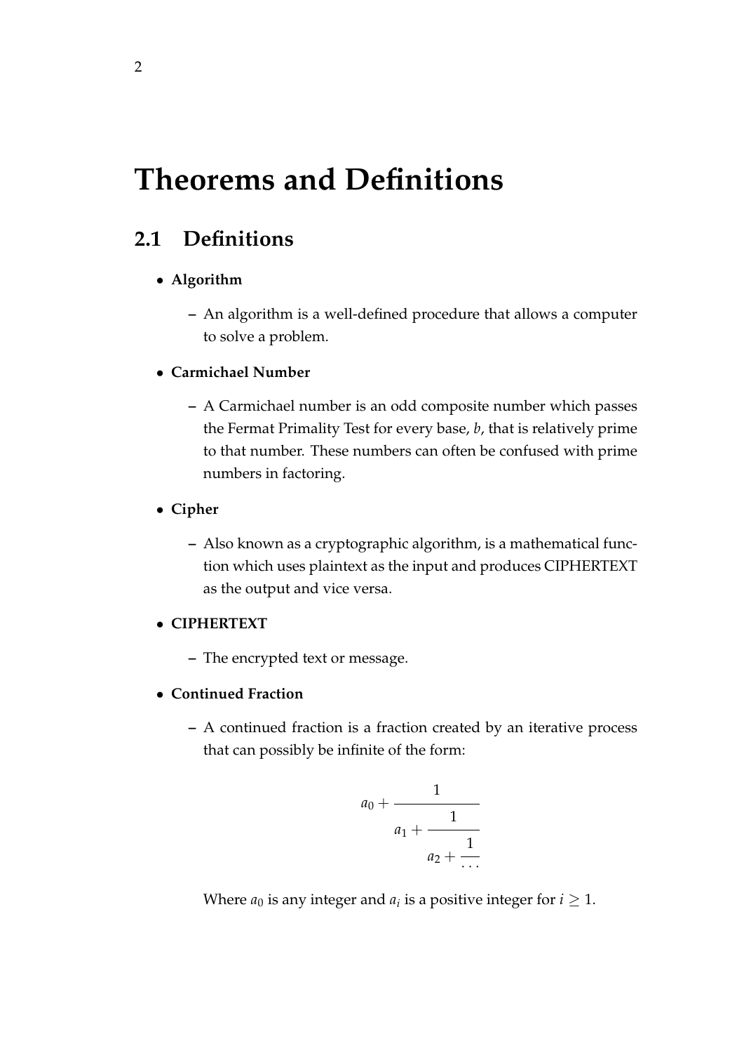# Theorems and Definitions

## 2.1 Definitions

- **Algorithm**
  - An algorithm is a well-defined procedure that allows a computer to solve a problem.
- **Carmichael Number**
  - A Carmichael number is an odd composite number which passes the Fermat Primality Test for every base, $b$, that is relatively prime to that number. These numbers can often be confused with prime numbers in factoring.
- **Cipher**
  - Also known as a cryptographic algorithm, is a mathematical function which uses plaintext as the input and produces CIPHERTEXT as the output and vice versa.
- **CIPHERTEXT**
  - The encrypted text or message.
- **Continued Fraction**
  - A continued fraction is a fraction created by an iterative process that can possibly be infinite of the form:

$$a_0 + \cfrac{1}{a_1 + \cfrac{1}{a_2 + \cfrac{1}{\cdots}}}$$

Where $a_0$ is any integer and $a_i$ is a positive integer for $i \geq 1$.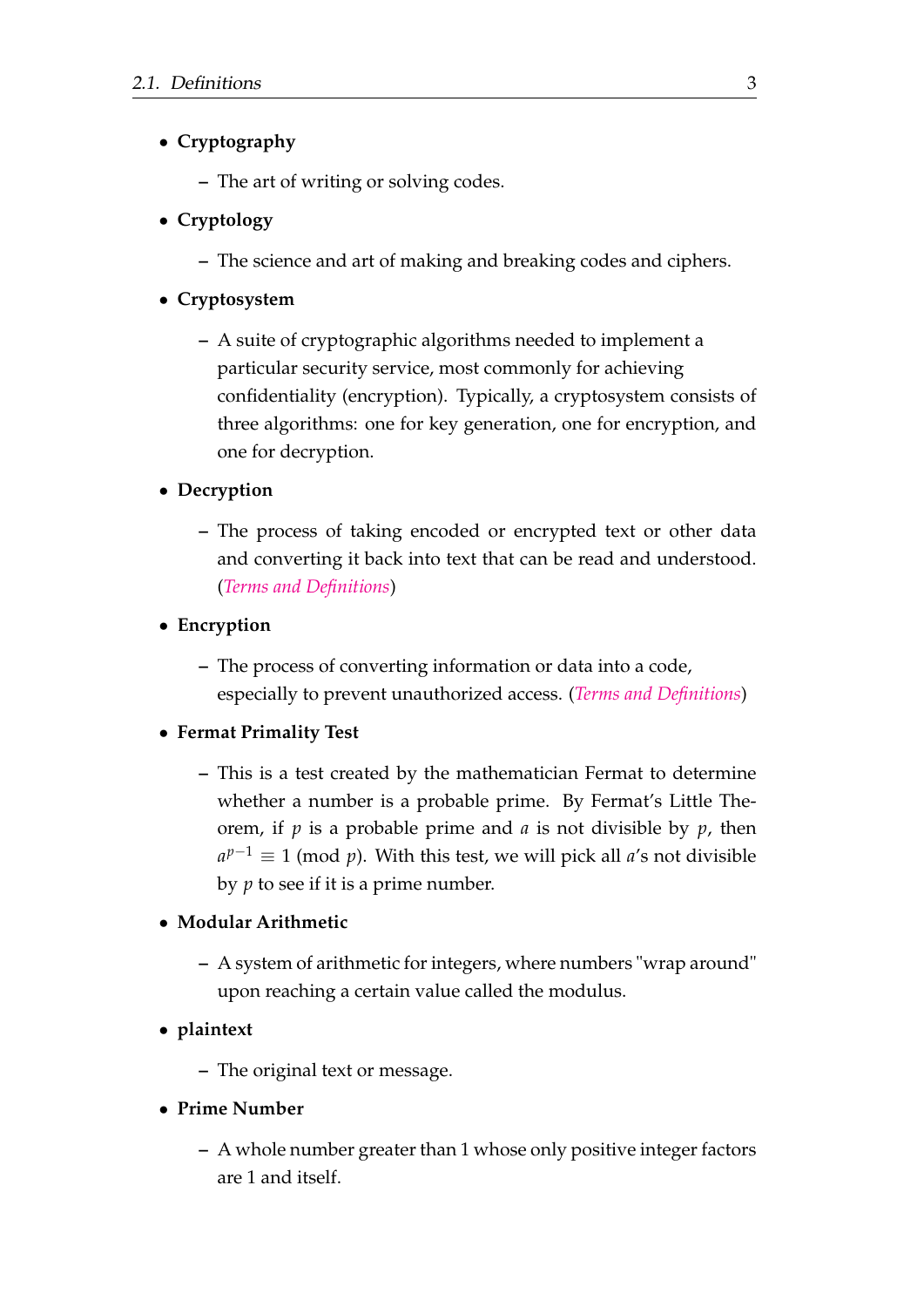- **Cryptography**
  - The art of writing or solving codes.
- **Cryptology**
  - The science and art of making and breaking codes and ciphers.
- **Cryptosystem**
  - A suite of cryptographic algorithms needed to implement a particular security service, most commonly for achieving confidentiality (encryption). Typically, a cryptosystem consists of three algorithms: one for key generation, one for encryption, and one for decryption.
- **Decryption**
  - The process of taking encoded or encrypted text or other data and converting it back into text that can be read and understood. (*Terms and Definitions*)
- **Encryption**
  - The process of converting information or data into a code, especially to prevent unauthorized access. (*Terms and Definitions*)
- **Fermat Primality Test**
  - This is a test created by the mathematician Fermat to determine whether a number is a probable prime. By Fermat's Little Theorem, if $p$ is a probable prime and $a$ is not divisible by $p$, then $a^{p-1} \equiv 1 \pmod{p}$. With this test, we will pick all $a$'s not divisible by $p$ to see if it is a prime number.
- **Modular Arithmetic**
  - A system of arithmetic for integers, where numbers "wrap around" upon reaching a certain value called the modulus.
- **plaintext**
  - The original text or message.
- **Prime Number**
  - A whole number greater than 1 whose only positive integer factors are 1 and itself.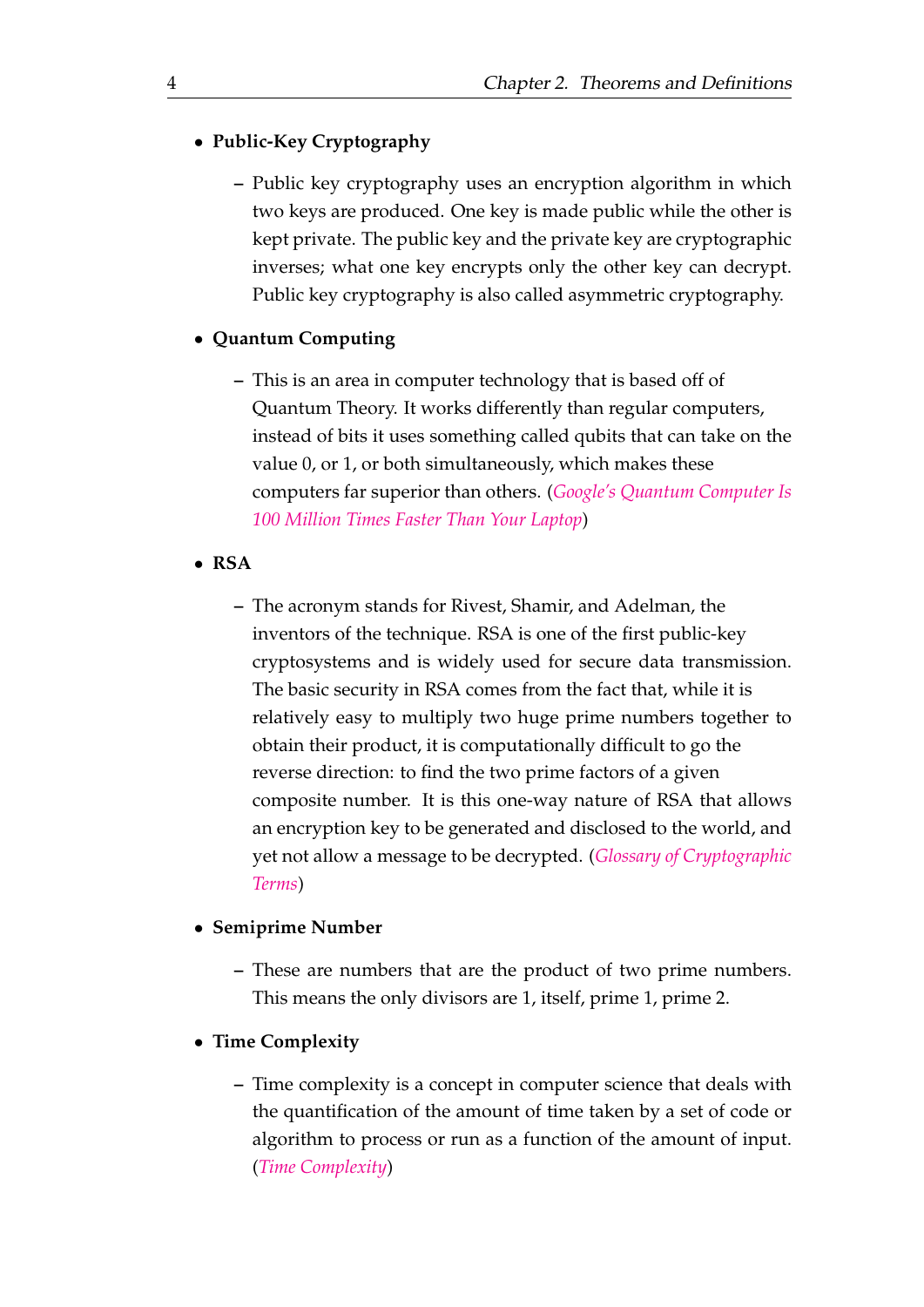- **Public-Key Cryptography**
  - Public key cryptography uses an encryption algorithm in which two keys are produced. One key is made public while the other is kept private. The public key and the private key are cryptographic inverses; what one key encrypts only the other key can decrypt. Public key cryptography is also called asymmetric cryptography.

- **Quantum Computing**
  - This is an area in computer technology that is based off of Quantum Theory. It works differently than regular computers, instead of bits it uses something called qubits that can take on the value 0, or 1, or both simultaneously, which makes these computers far superior than others. (*Google's Quantum Computer Is 100 Million Times Faster Than Your Laptop*)

- **RSA**
  - The acronym stands for Rivest, Shamir, and Adelman, the inventors of the technique. RSA is one of the first public-key cryptosystems and is widely used for secure data transmission. The basic security in RSA comes from the fact that, while it is relatively easy to multiply two huge prime numbers together to obtain their product, it is computationally difficult to go the reverse direction: to find the two prime factors of a given composite number. It is this one-way nature of RSA that allows an encryption key to be generated and disclosed to the world, and yet not allow a message to be decrypted. (*Glossary of Cryptographic Terms*)

- **Semiprime Number**
  - These are numbers that are the product of two prime numbers. This means the only divisors are 1, itself, prime 1, prime 2.

- **Time Complexity**
  - Time complexity is a concept in computer science that deals with the quantification of the amount of time taken by a set of code or algorithm to process or run as a function of the amount of input. (*Time Complexity*)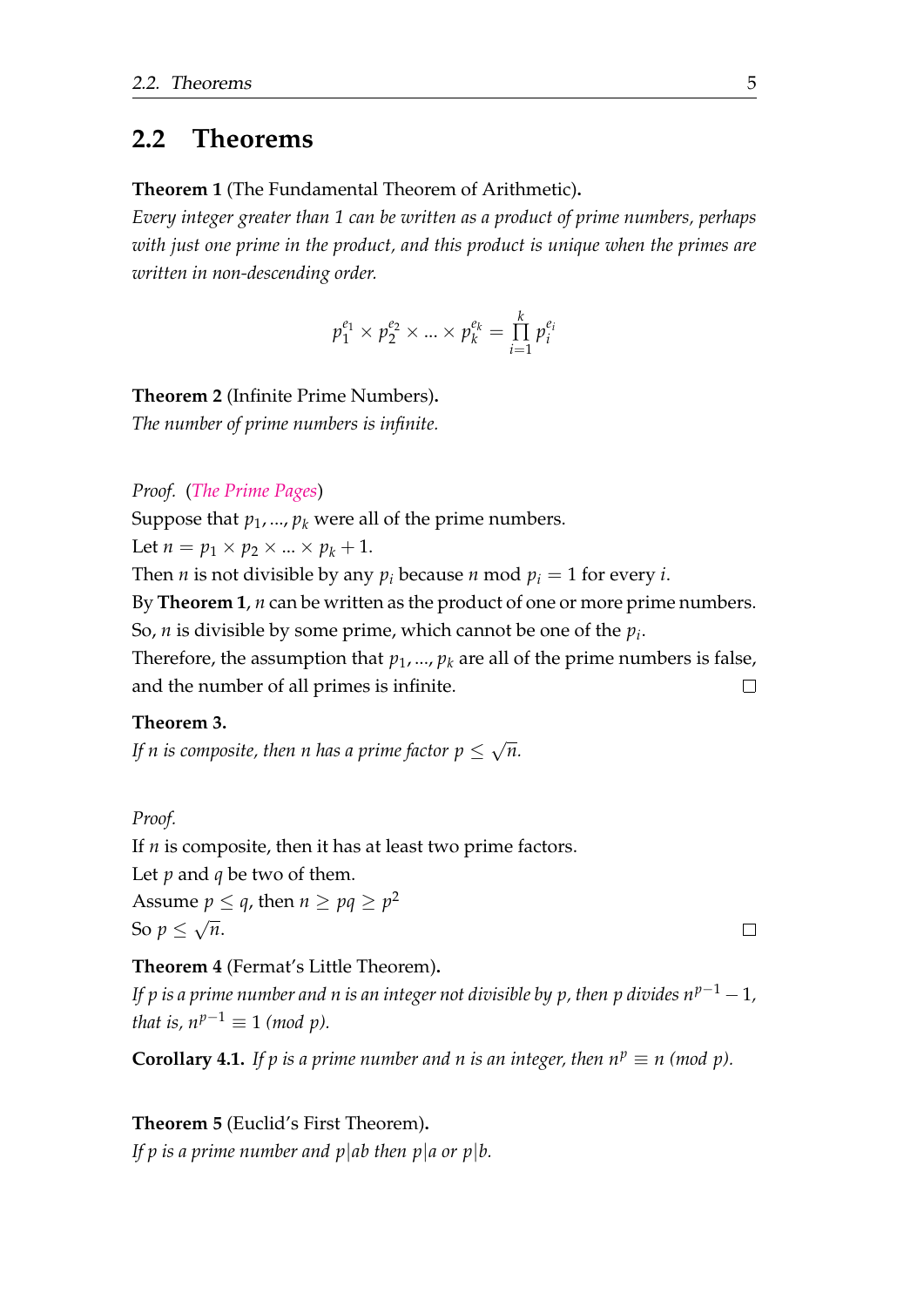## 2.2 Theorems

**Theorem 1** (The Fundamental Theorem of Arithmetic)**.**
*Every integer greater than 1 can be written as a product of prime numbers, perhaps with just one prime in the product, and this product is unique when the primes are written in non-descending order.*

$$p_1^{e_1} \times p_2^{e_2} \times ... \times p_k^{e_k} = \prod_{i=1}^{k} p_i^{e_i}$$

**Theorem 2** (Infinite Prime Numbers)**.**
*The number of prime numbers is infinite.*

*Proof.* (The Prime Pages)
Suppose that $p_1, ..., p_k$ were all of the prime numbers.
Let $n = p_1 \times p_2 \times ... \times p_k + 1$.
Then $n$ is not divisible by any $p_i$ because $n \bmod p_i = 1$ for every $i$.
By **Theorem 1**, $n$ can be written as the product of one or more prime numbers.
So, $n$ is divisible by some prime, which cannot be one of the $p_i$.
Therefore, the assumption that $p_1, ..., p_k$ are all of the prime numbers is false, and the number of all primes is infinite. □

**Theorem 3.**
*If $n$ is composite, then $n$ has a prime factor $p \leq \sqrt{n}$.*

*Proof.*
If $n$ is composite, then it has at least two prime factors.
Let $p$ and $q$ be two of them.
Assume $p \leq q$, then $n \geq pq \geq p^2$
So $p \leq \sqrt{n}$. □

**Theorem 4** (Fermat's Little Theorem)**.**
*If $p$ is a prime number and $n$ is an integer not divisible by $p$, then $p$ divides $n^{p-1} - 1$, that is, $n^{p-1} \equiv 1$ (mod $p$).*

**Corollary 4.1.** *If $p$ is a prime number and $n$ is an integer, then $n^p \equiv n$ (mod $p$).*

**Theorem 5** (Euclid's First Theorem)**.**
*If $p$ is a prime number and $p|ab$ then $p|a$ or $p|b$.*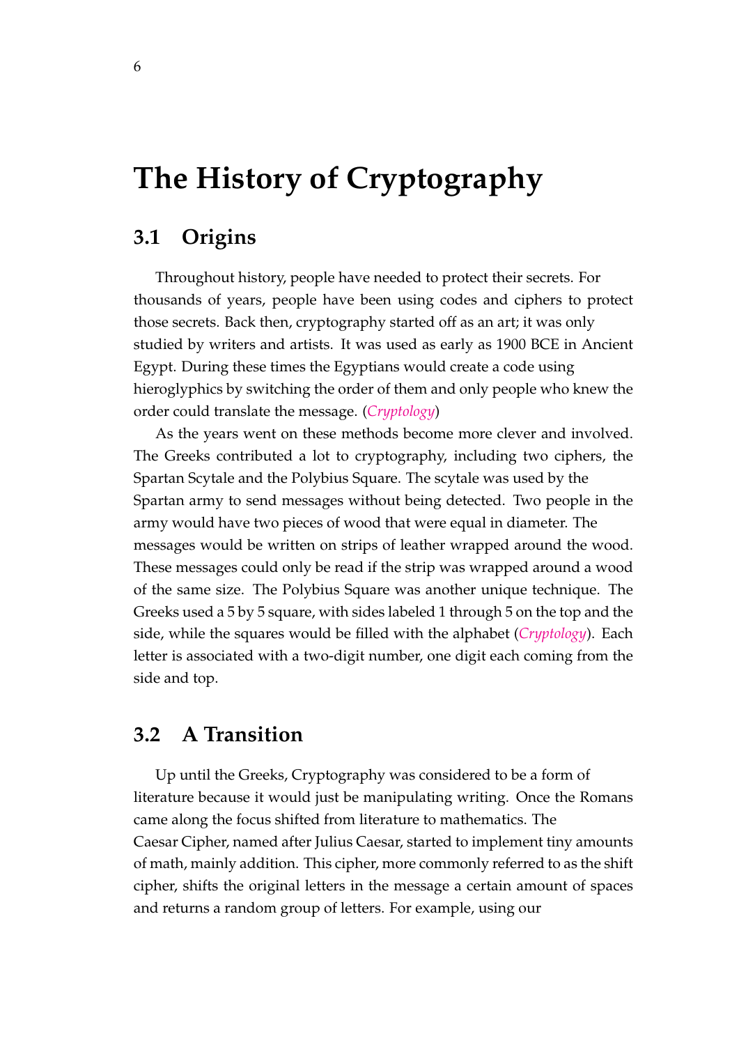# The History of Cryptography

## 3.1 Origins

Throughout history, people have needed to protect their secrets. For thousands of years, people have been using codes and ciphers to protect those secrets. Back then, cryptography started off as an art; it was only studied by writers and artists. It was used as early as 1900 BCE in Ancient Egypt. During these times the Egyptians would create a code using hieroglyphics by switching the order of them and only people who knew the order could translate the message. (*Cryptology*)

As the years went on these methods become more clever and involved. The Greeks contributed a lot to cryptography, including two ciphers, the Spartan Scytale and the Polybius Square. The scytale was used by the Spartan army to send messages without being detected. Two people in the army would have two pieces of wood that were equal in diameter. The messages would be written on strips of leather wrapped around the wood. These messages could only be read if the strip was wrapped around a wood of the same size. The Polybius Square was another unique technique. The Greeks used a 5 by 5 square, with sides labeled 1 through 5 on the top and the side, while the squares would be filled with the alphabet (*Cryptology*). Each letter is associated with a two-digit number, one digit each coming from the side and top.

## 3.2 A Transition

Up until the Greeks, Cryptography was considered to be a form of literature because it would just be manipulating writing. Once the Romans came along the focus shifted from literature to mathematics. The Caesar Cipher, named after Julius Caesar, started to implement tiny amounts of math, mainly addition. This cipher, more commonly referred to as the shift cipher, shifts the original letters in the message a certain amount of spaces and returns a random group of letters. For example, using our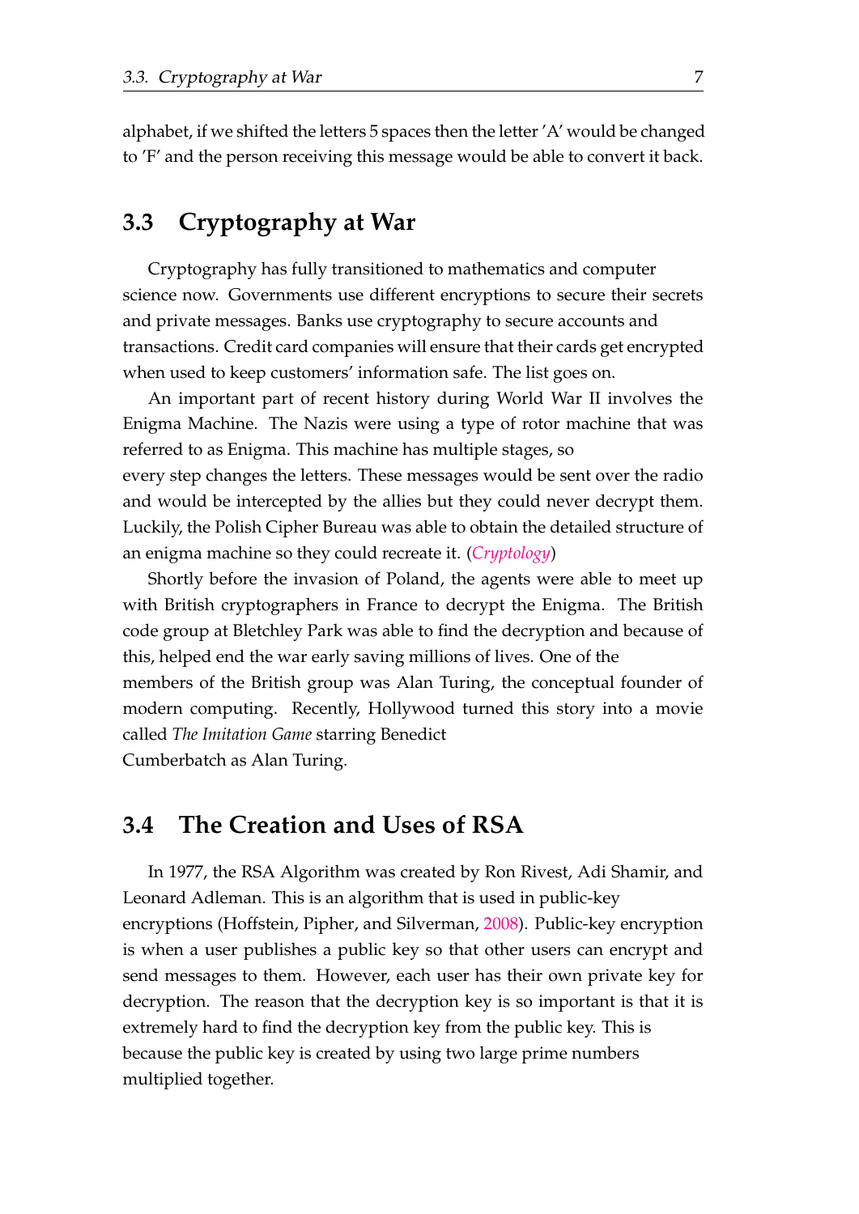alphabet, if we shifted the letters 5 spaces then the letter 'A' would be changed to 'F' and the person receiving this message would be able to convert it back.

## 3.3 Cryptography at War

Cryptography has fully transitioned to mathematics and computer science now. Governments use different encryptions to secure their secrets and private messages. Banks use cryptography to secure accounts and transactions. Credit card companies will ensure that their cards get encrypted when used to keep customers' information safe. The list goes on.

An important part of recent history during World War II involves the Enigma Machine. The Nazis were using a type of rotor machine that was referred to as Enigma. This machine has multiple stages, so every step changes the letters. These messages would be sent over the radio and would be intercepted by the allies but they could never decrypt them. Luckily, the Polish Cipher Bureau was able to obtain the detailed structure of an enigma machine so they could recreate it. (*Cryptology*)

Shortly before the invasion of Poland, the agents were able to meet up with British cryptographers in France to decrypt the Enigma. The British code group at Bletchley Park was able to find the decryption and because of this, helped end the war early saving millions of lives. One of the members of the British group was Alan Turing, the conceptual founder of modern computing. Recently, Hollywood turned this story into a movie called *The Imitation Game* starring Benedict Cumberbatch as Alan Turing.

## 3.4 The Creation and Uses of RSA

In 1977, the RSA Algorithm was created by Ron Rivest, Adi Shamir, and Leonard Adleman. This is an algorithm that is used in public-key encryptions (Hoffstein, Pipher, and Silverman, 2008). Public-key encryption is when a user publishes a public key so that other users can encrypt and send messages to them. However, each user has their own private key for decryption. The reason that the decryption key is so important is that it is extremely hard to find the decryption key from the public key. This is because the public key is created by using two large prime numbers multiplied together.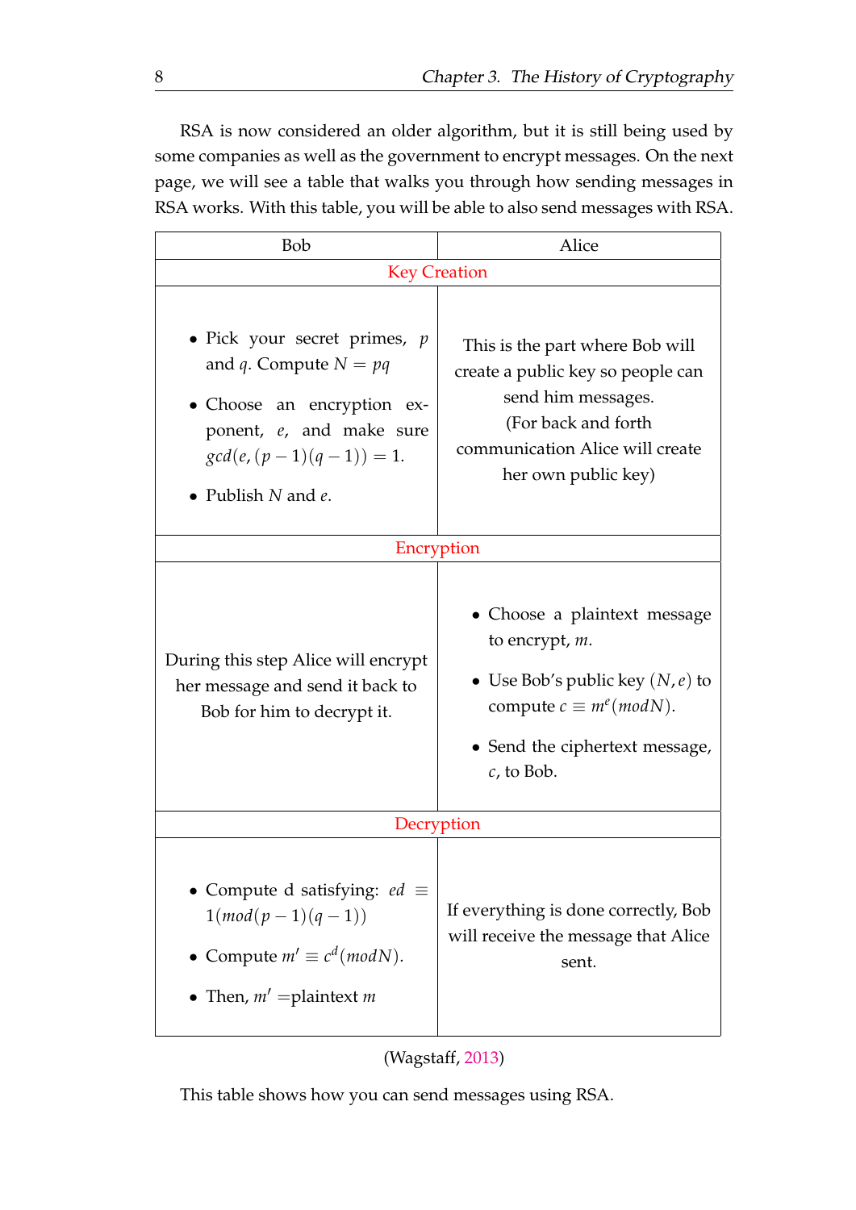RSA is now considered an older algorithm, but it is still being used by some companies as well as the government to encrypt messages. On the next page, we will see a table that walks you through how sending messages in RSA works. With this table, you will be able to also send messages with RSA.

| Bob | Alice |
|---|---|
| **Key Creation** | |
| • Pick your secret primes, $p$ and $q$. Compute $N = pq$<br>• Choose an encryption exponent, $e$, and make sure $gcd(e,(p-1)(q-1)) = 1$.<br>• Publish $N$ and $e$. | This is the part where Bob will create a public key so people can send him messages. (For back and forth communication Alice will create her own public key) |
| **Encryption** | |
| During this step Alice will encrypt her message and send it back to Bob for him to decrypt it. | • Choose a plaintext message to encrypt, $m$.<br>• Use Bob's public key $(N, e)$ to compute $c \equiv m^e(modN)$.<br>• Send the ciphertext message, $c$, to Bob. |
| **Decryption** | |
| • Compute d satisfying: $ed \equiv 1(mod(p-1)(q-1))$<br>• Compute $m' \equiv c^d(modN)$.<br>• Then, $m'$ =plaintext $m$ | If everything is done correctly, Bob will receive the message that Alice sent. |

(Wagstaff, 2013)

This table shows how you can send messages using RSA.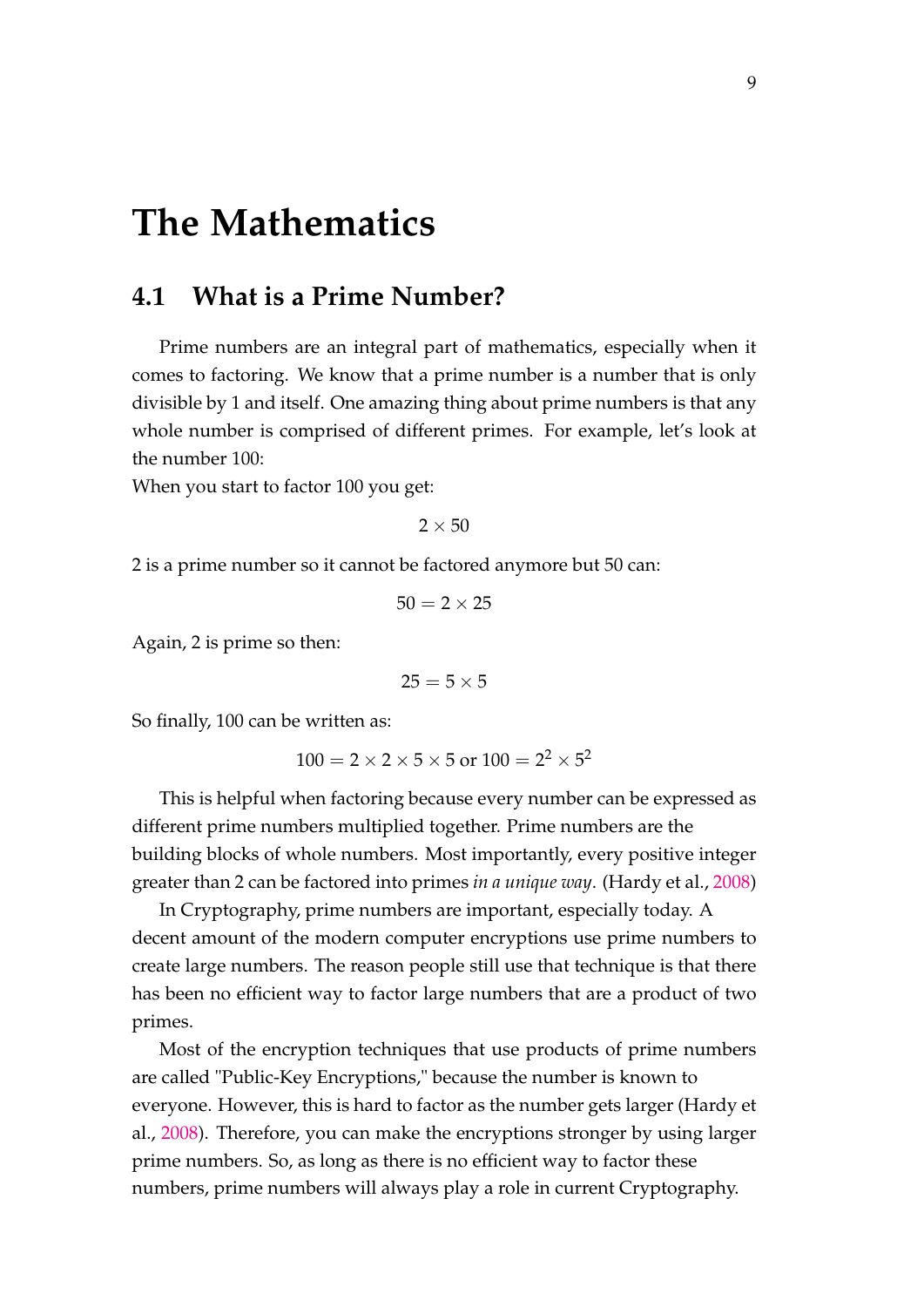# The Mathematics

## 4.1 What is a Prime Number?

Prime numbers are an integral part of mathematics, especially when it comes to factoring. We know that a prime number is a number that is only divisible by 1 and itself. One amazing thing about prime numbers is that any whole number is comprised of different primes. For example, let's look at the number 100:

When you start to factor 100 you get:

$$2 \times 50$$

2 is a prime number so it cannot be factored anymore but 50 can:

$$50 = 2 \times 25$$

Again, 2 is prime so then:

$$25 = 5 \times 5$$

So finally, 100 can be written as:

$$100 = 2 \times 2 \times 5 \times 5 \text{ or } 100 = 2^2 \times 5^2$$

This is helpful when factoring because every number can be expressed as different prime numbers multiplied together. Prime numbers are the building blocks of whole numbers. Most importantly, every positive integer greater than 2 can be factored into primes *in a unique way*. (Hardy et al., 2008)

In Cryptography, prime numbers are important, especially today. A decent amount of the modern computer encryptions use prime numbers to create large numbers. The reason people still use that technique is that there has been no efficient way to factor large numbers that are a product of two primes.

Most of the encryption techniques that use products of prime numbers are called "Public-Key Encryptions," because the number is known to everyone. However, this is hard to factor as the number gets larger (Hardy et al., 2008). Therefore, you can make the encryptions stronger by using larger prime numbers. So, as long as there is no efficient way to factor these numbers, prime numbers will always play a role in current Cryptography.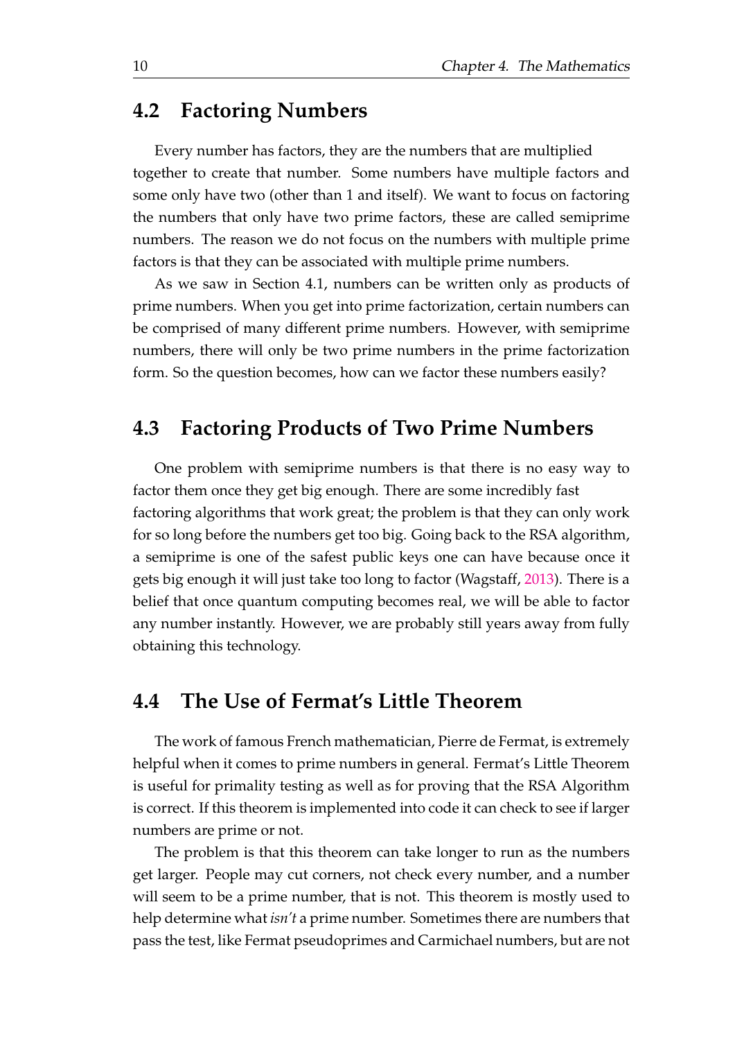## 4.2 Factoring Numbers

Every number has factors, they are the numbers that are multiplied together to create that number. Some numbers have multiple factors and some only have two (other than 1 and itself). We want to focus on factoring the numbers that only have two prime factors, these are called semiprime numbers. The reason we do not focus on the numbers with multiple prime factors is that they can be associated with multiple prime numbers.

As we saw in Section 4.1, numbers can be written only as products of prime numbers. When you get into prime factorization, certain numbers can be comprised of many different prime numbers. However, with semiprime numbers, there will only be two prime numbers in the prime factorization form. So the question becomes, how can we factor these numbers easily?

## 4.3 Factoring Products of Two Prime Numbers

One problem with semiprime numbers is that there is no easy way to factor them once they get big enough. There are some incredibly fast factoring algorithms that work great; the problem is that they can only work for so long before the numbers get too big. Going back to the RSA algorithm, a semiprime is one of the safest public keys one can have because once it gets big enough it will just take too long to factor (Wagstaff, 2013). There is a belief that once quantum computing becomes real, we will be able to factor any number instantly. However, we are probably still years away from fully obtaining this technology.

## 4.4 The Use of Fermat's Little Theorem

The work of famous French mathematician, Pierre de Fermat, is extremely helpful when it comes to prime numbers in general. Fermat's Little Theorem is useful for primality testing as well as for proving that the RSA Algorithm is correct. If this theorem is implemented into code it can check to see if larger numbers are prime or not.

The problem is that this theorem can take longer to run as the numbers get larger. People may cut corners, not check every number, and a number will seem to be a prime number, that is not. This theorem is mostly used to help determine what *isn't* a prime number. Sometimes there are numbers that pass the test, like Fermat pseudoprimes and Carmichael numbers, but are not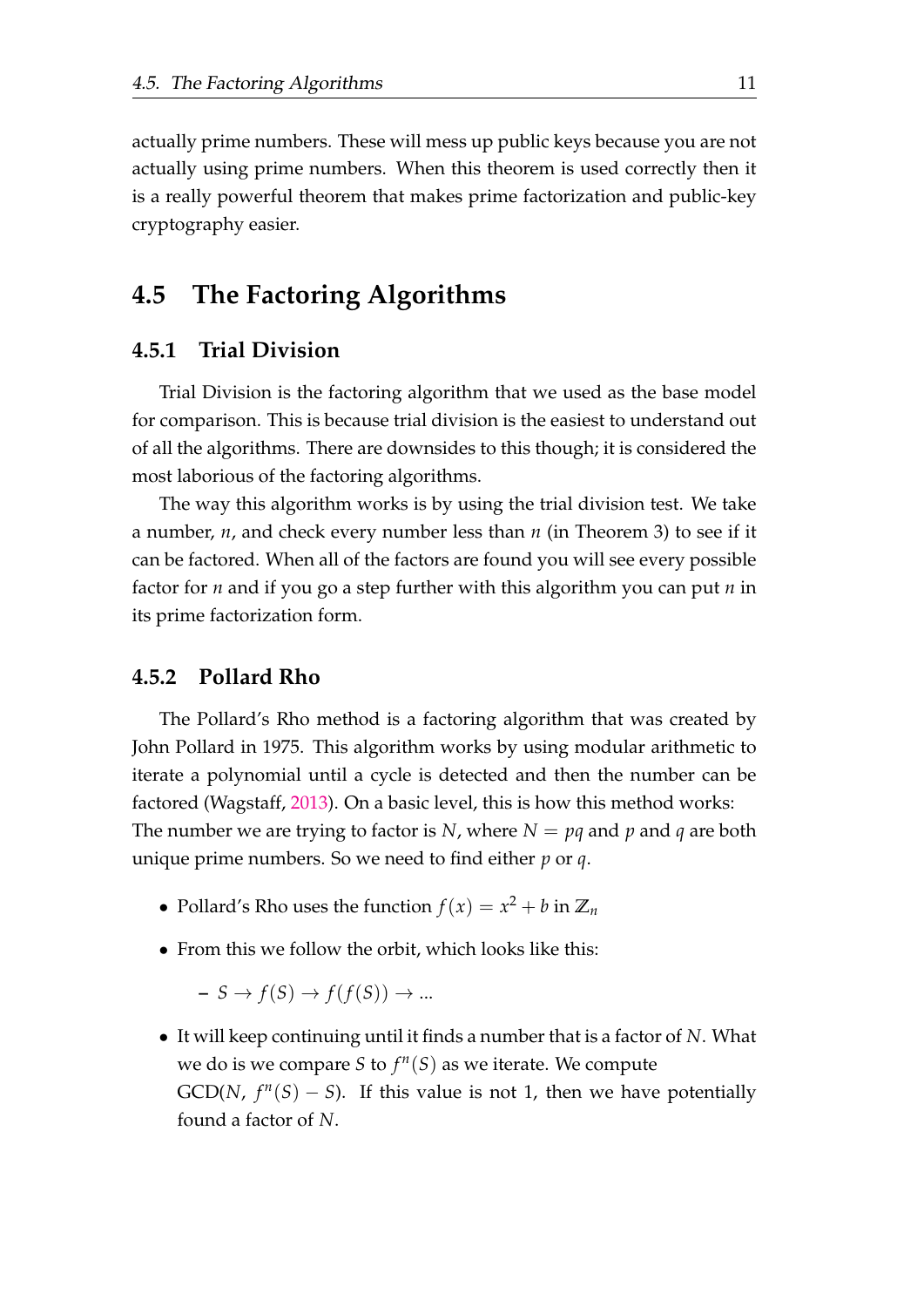actually prime numbers. These will mess up public keys because you are not actually using prime numbers. When this theorem is used correctly then it is a really powerful theorem that makes prime factorization and public-key cryptography easier.

## 4.5 The Factoring Algorithms

### 4.5.1 Trial Division

Trial Division is the factoring algorithm that we used as the base model for comparison. This is because trial division is the easiest to understand out of all the algorithms. There are downsides to this though; it is considered the most laborious of the factoring algorithms.

The way this algorithm works is by using the trial division test. We take a number, $n$, and check every number less than $n$ (in Theorem 3) to see if it can be factored. When all of the factors are found you will see every possible factor for $n$ and if you go a step further with this algorithm you can put $n$ in its prime factorization form.

### 4.5.2 Pollard Rho

The Pollard's Rho method is a factoring algorithm that was created by John Pollard in 1975. This algorithm works by using modular arithmetic to iterate a polynomial until a cycle is detected and then the number can be factored (Wagstaff, 2013). On a basic level, this is how this method works: The number we are trying to factor is $N$, where $N = pq$ and $p$ and $q$ are both unique prime numbers. So we need to find either $p$ or $q$.

- Pollard's Rho uses the function $f(x) = x^2 + b$ in $\mathbb{Z}_n$
- From this we follow the orbit, which looks like this:
  - $S \to f(S) \to f(f(S)) \to ...$
- It will keep continuing until it finds a number that is a factor of $N$. What we do is compare $S$ to $f^n(S)$ as we iterate. We compute GCD($N$, $f^n(S) - S$). If this value is not 1, then we have potentially found a factor of $N$.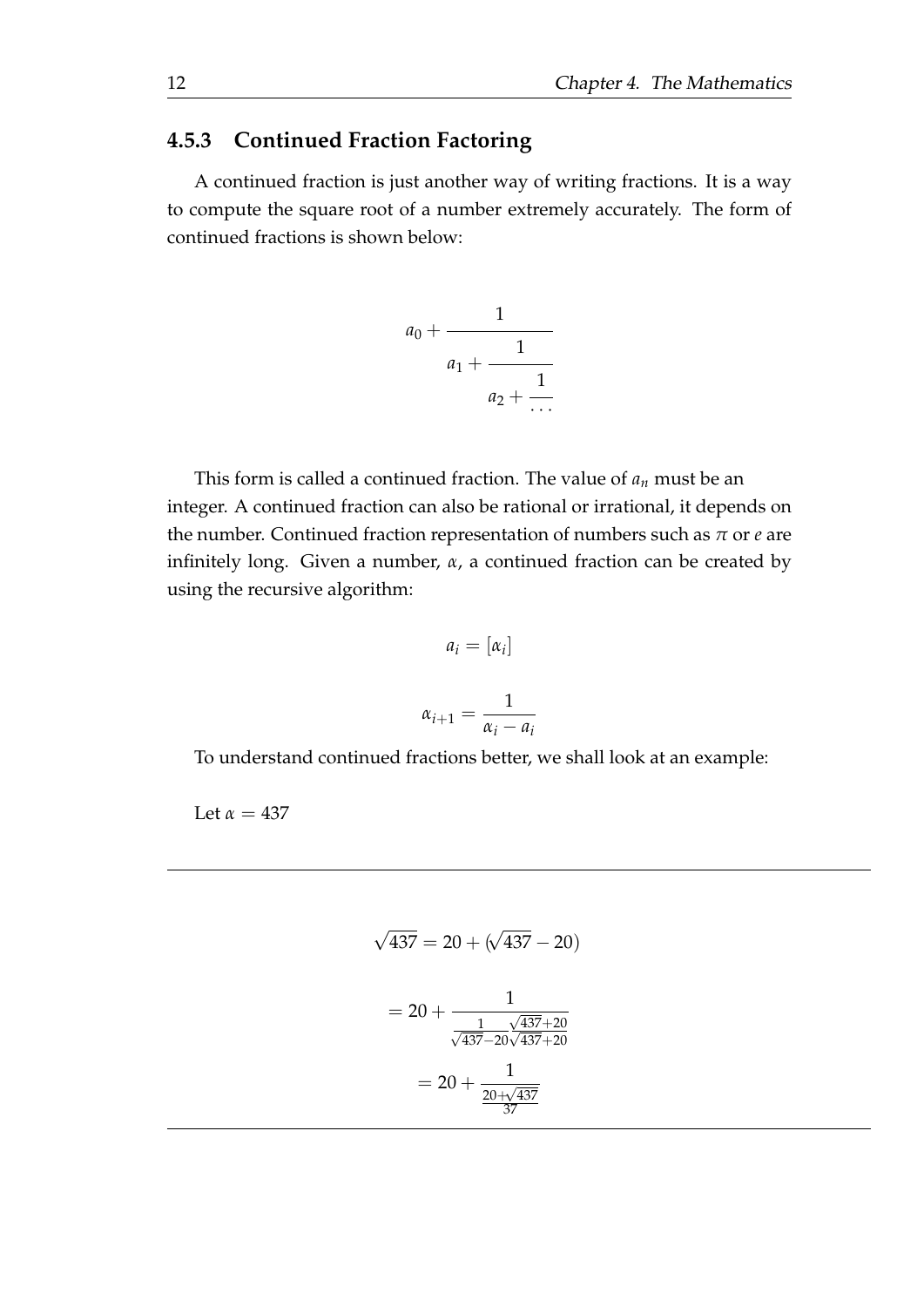### 4.5.3 Continued Fraction Factoring

A continued fraction is just another way of writing fractions. It is a way to compute the square root of a number extremely accurately. The form of continued fractions is shown below:

$$a_0 + \cfrac{1}{a_1 + \cfrac{1}{a_2 + \cfrac{1}{\cdots}}}$$

This form is called a continued fraction. The value of $a_n$ must be an integer. A continued fraction can also be rational or irrational, it depends on the number. Continued fraction representation of numbers such as $\pi$ or $e$ are infinitely long. Given a number, $\alpha$, a continued fraction can be created by using the recursive algorithm:

$$a_i = [\alpha_i]$$

$$\alpha_{i+1} = \frac{1}{\alpha_i - a_i}$$

To understand continued fractions better, we shall look at an example:

Let $\alpha = 437$

---

$$\sqrt{437} = 20 + (\sqrt{437} - 20)$$

$$= 20 + \frac{1}{\frac{1}{\sqrt{437}-20}\frac{\sqrt{437}+20}{\sqrt{437}+20}}$$

$$= 20 + \frac{1}{\frac{20+\sqrt{437}}{37}}$$

---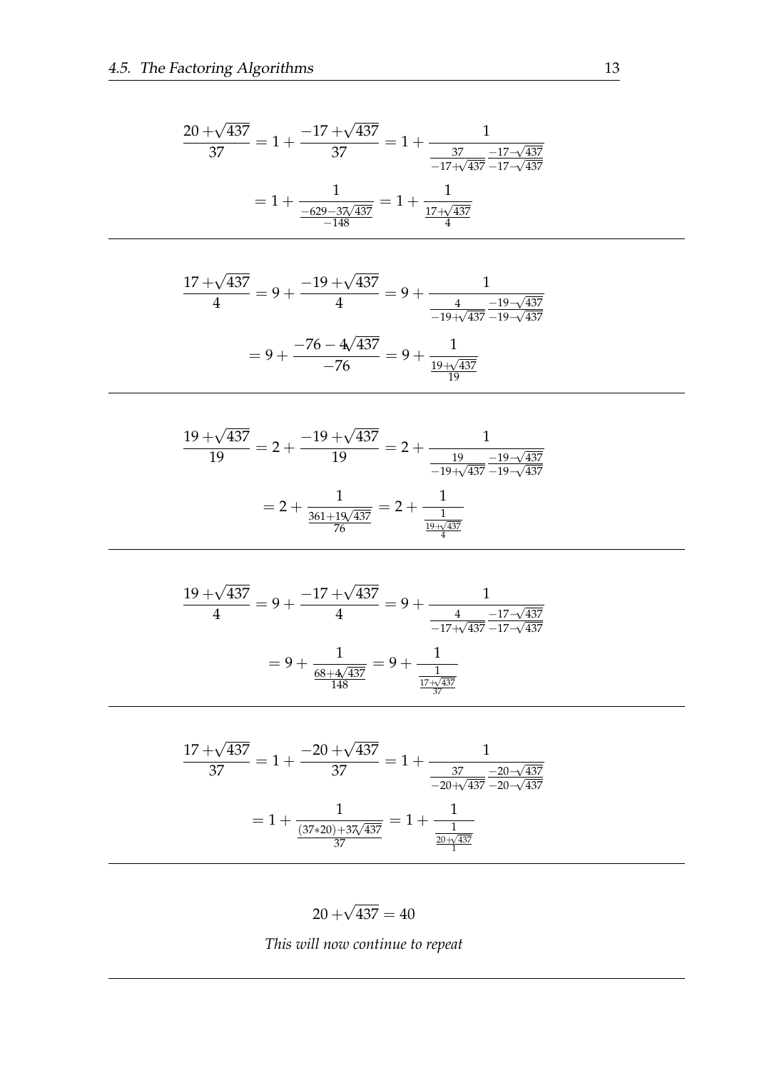$$\frac{20+\sqrt{437}}{37} = 1 + \frac{-17+\sqrt{437}}{37} = 1 + \frac{1}{\frac{37}{-17+\sqrt{437}}\frac{-17-\sqrt{437}}{-17-\sqrt{437}}}$$

$$= 1 + \frac{1}{\frac{-629-37\sqrt{437}}{-148}} = 1 + \frac{1}{\frac{17+\sqrt{437}}{4}}$$

---

$$\frac{17+\sqrt{437}}{4} = 9 + \frac{-19+\sqrt{437}}{4} = 9 + \frac{1}{\frac{4}{-19+\sqrt{437}}\frac{-19-\sqrt{437}}{-19-\sqrt{437}}}$$

$$= 9 + \frac{-76-4\sqrt{437}}{-76} = 9 + \frac{1}{\frac{19+\sqrt{437}}{19}}$$

---

$$\frac{19+\sqrt{437}}{19} = 2 + \frac{-19+\sqrt{437}}{19} = 2 + \frac{1}{\frac{19}{-19+\sqrt{437}}\frac{-19-\sqrt{437}}{-19-\sqrt{437}}}$$

$$= 2 + \frac{1}{\frac{361+19\sqrt{437}}{76}} = 2 + \frac{1}{\frac{1}{\frac{19+\sqrt{437}}{4}}}$$

---

$$\frac{19+\sqrt{437}}{4} = 9 + \frac{-17+\sqrt{437}}{4} = 9 + \frac{1}{\frac{4}{-17+\sqrt{437}}\frac{-17-\sqrt{437}}{-17-\sqrt{437}}}$$

$$= 9 + \frac{1}{\frac{68+4\sqrt{437}}{148}} = 9 + \frac{1}{\frac{1}{\frac{17+\sqrt{437}}{37}}}$$

---

$$\frac{17+\sqrt{437}}{37} = 1 + \frac{-20+\sqrt{437}}{37} = 1 + \frac{1}{\frac{37}{-20+\sqrt{437}}\frac{-20-\sqrt{437}}{-20-\sqrt{437}}}$$

$$= 1 + \frac{1}{\frac{(37*20)+37\sqrt{437}}{37}} = 1 + \frac{1}{\frac{1}{\frac{20+\sqrt{437}}{1}}}$$

---

$$20+\sqrt{437} = 40$$

*This will now continue to repeat*

---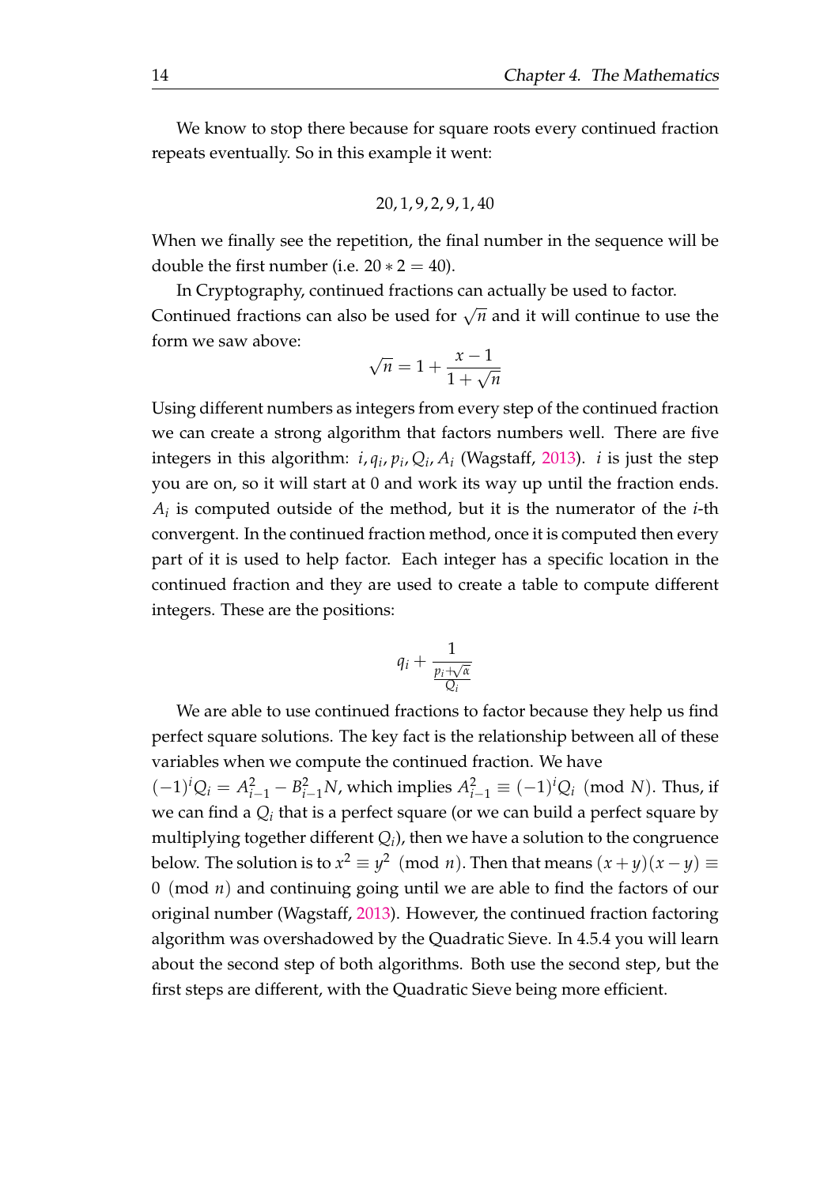We know to stop there because for square roots every continued fraction repeats eventually. So in this example it went:

$$20, 1, 9, 2, 9, 1, 40$$

When we finally see the repetition, the final number in the sequence will be double the first number (i.e. $20 * 2 = 40$).

In Cryptography, continued fractions can actually be used to factor. Continued fractions can also be used for $\sqrt{n}$ and it will continue to use the form we saw above:

$$\sqrt{n} = 1 + \frac{x-1}{1+\sqrt{n}}$$

Using different numbers as integers from every step of the continued fraction we can create a strong algorithm that factors numbers well. There are five integers in this algorithm: $i, q_i, p_i, Q_i, A_i$ (Wagstaff, 2013). $i$ is just the step you are on, so it will start at 0 and work its way up until the fraction ends. $A_i$ is computed outside of the method, but it is the numerator of the $i$-th convergent. In the continued fraction method, once it is computed then every part of it is used to help factor. Each integer has a specific location in the continued fraction and they are used to create a table to compute different integers. These are the positions:

$$q_i + \frac{1}{\frac{p_i + \sqrt{\alpha}}{Q_i}}$$

We are able to use continued fractions to factor because they help us find perfect square solutions. The key fact is the relationship between all of these variables when we compute the continued fraction. We have $(-1)^i Q_i = A_{i-1}^2 - B_{i-1}^2 N$, which implies $A_{i-1}^2 \equiv (-1)^i Q_i \pmod{N}$. Thus, if we can find a $Q_i$ that is a perfect square (or we can build a perfect square by multiplying together different $Q_i$), then we have a solution to the congruence below. The solution is to $x^2 \equiv y^2 \pmod{n}$. Then that means $(x+y)(x-y) \equiv 0 \pmod{n}$ and continuing going until we are able to find the factors of our original number (Wagstaff, 2013). However, the continued fraction factoring algorithm was overshadowed by the Quadratic Sieve. In 4.5.4 you will learn about the second step of both algorithms. Both use the second step, but the first steps are different, with the Quadratic Sieve being more efficient.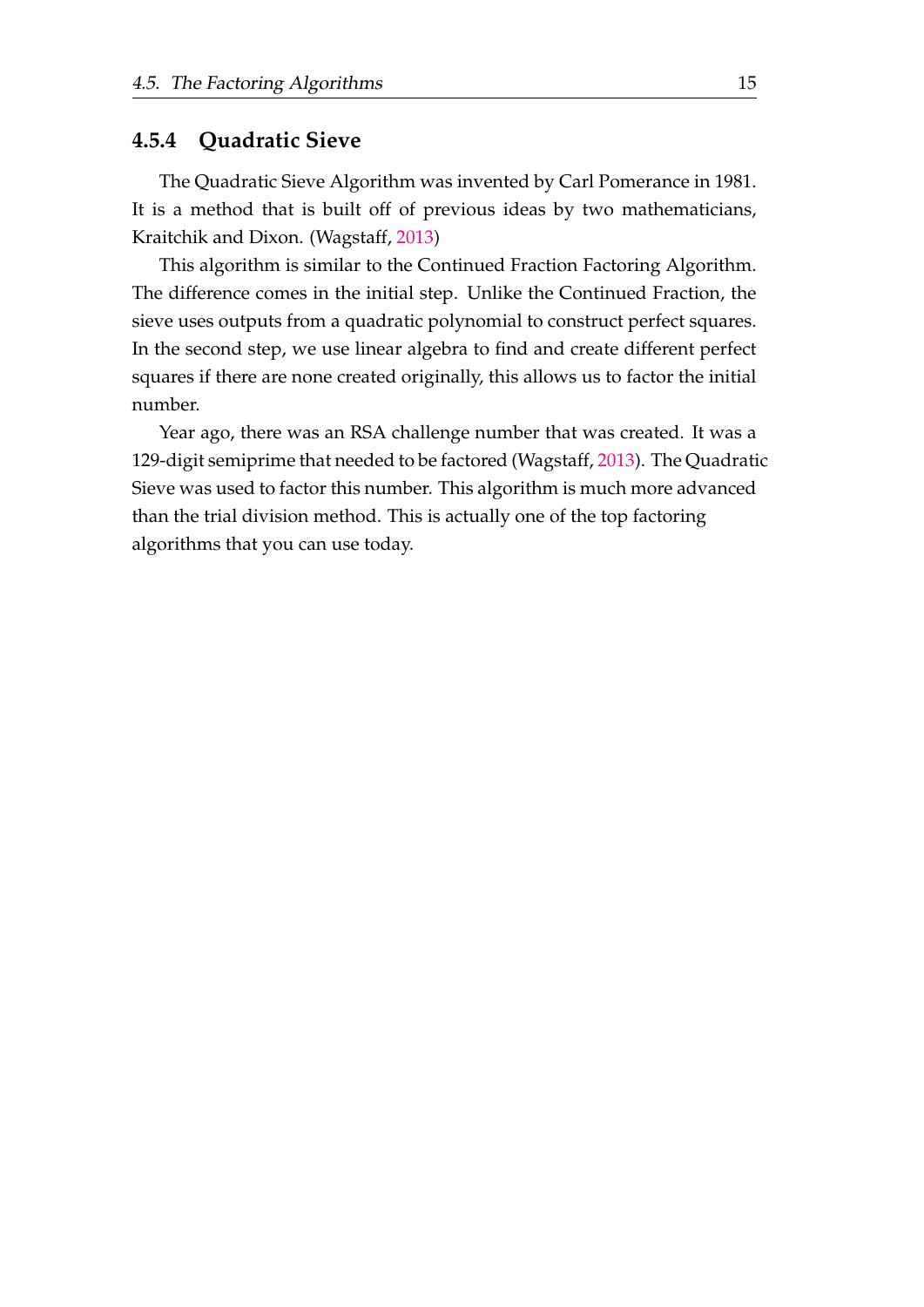### 4.5.4 Quadratic Sieve

The Quadratic Sieve Algorithm was invented by Carl Pomerance in 1981. It is a method that is built off of previous ideas by two mathematicians, Kraitchik and Dixon. (Wagstaff, 2013)

This algorithm is similar to the Continued Fraction Factoring Algorithm. The difference comes in the initial step. Unlike the Continued Fraction, the sieve uses outputs from a quadratic polynomial to construct perfect squares. In the second step, we use linear algebra to find and create different perfect squares if there are none created originally, this allows us to factor the initial number.

Year ago, there was an RSA challenge number that was created. It was a 129-digit semiprime that needed to be factored (Wagstaff, 2013). The Quadratic Sieve was used to factor this number. This algorithm is much more advanced than the trial division method. This is actually one of the top factoring algorithms that you can use today.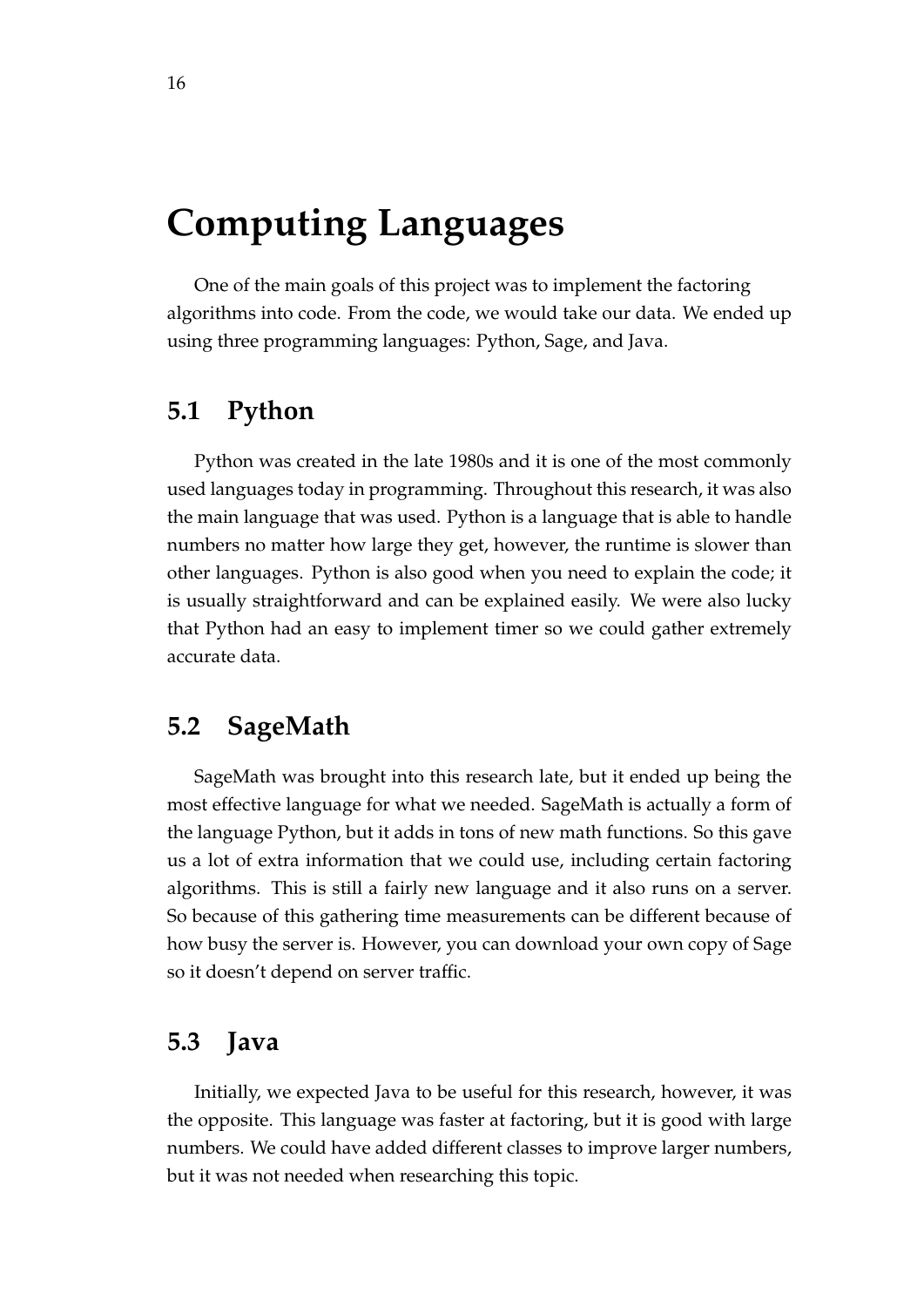# Computing Languages

One of the main goals of this project was to implement the factoring algorithms into code. From the code, we would take our data. We ended up using three programming languages: Python, Sage, and Java.

## 5.1 Python

Python was created in the late 1980s and it is one of the most commonly used languages today in programming. Throughout this research, it was also the main language that was used. Python is a language that is able to handle numbers no matter how large they get, however, the runtime is slower than other languages. Python is also good when you need to explain the code; it is usually straightforward and can be explained easily. We were also lucky that Python had an easy to implement timer so we could gather extremely accurate data.

## 5.2 SageMath

SageMath was brought into this research late, but it ended up being the most effective language for what we needed. SageMath is actually a form of the language Python, but it adds in tons of new math functions. So this gave us a lot of extra information that we could use, including certain factoring algorithms. This is still a fairly new language and it also runs on a server. So because of this gathering time measurements can be different because of how busy the server is. However, you can download your own copy of Sage so it doesn't depend on server traffic.

## 5.3 Java

Initially, we expected Java to be useful for this research, however, it was the opposite. This language was faster at factoring, but it is good with large numbers. We could have added different classes to improve larger numbers, but it was not needed when researching this topic.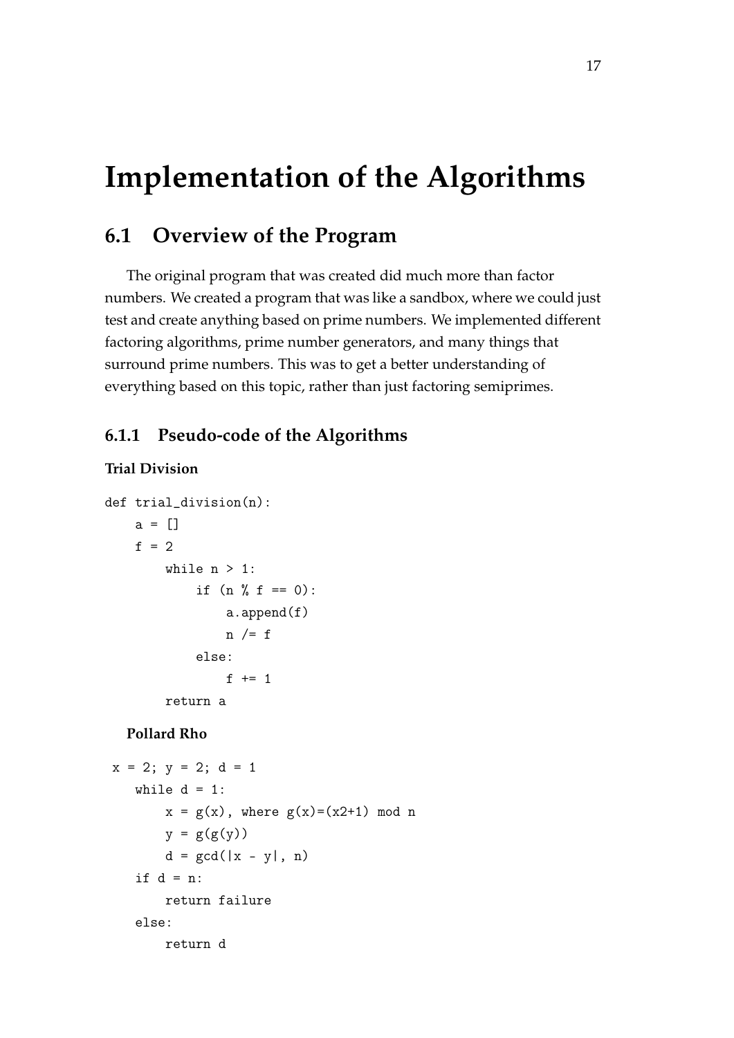# Implementation of the Algorithms

## 6.1 Overview of the Program

The original program that was created did much more than factor numbers. We created a program that was like a sandbox, where we could just test and create anything based on prime numbers. We implemented different factoring algorithms, prime number generators, and many things that surround prime numbers. This was to get a better understanding of everything based on this topic, rather than just factoring semiprimes.

### 6.1.1 Pseudo-code of the Algorithms

**Trial Division**

```
def trial_division(n):
    a = []
    f = 2
        while n > 1:
            if (n % f == 0):
                a.append(f)
                n /= f
            else:
                f += 1
        return a
```

**Pollard Rho**

```
x = 2; y = 2; d = 1
    while d = 1:
        x = g(x), where g(x)=(x2+1) mod n
        y = g(g(y))
        d = gcd(|x - y|, n)
    if d = n:
        return failure
    else:
        return d
```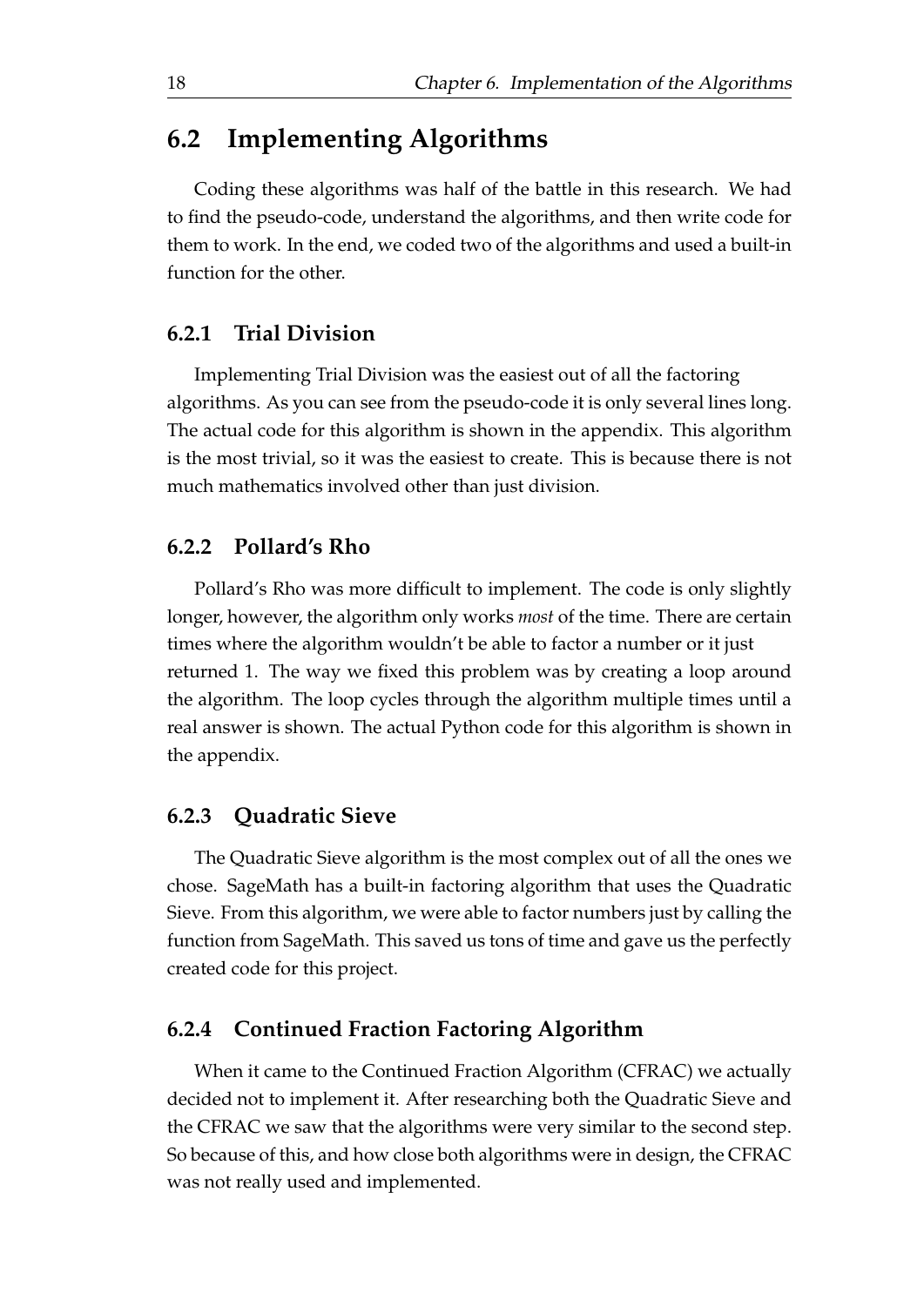## 6.2 Implementing Algorithms

Coding these algorithms was half of the battle in this research. We had to find the pseudo-code, understand the algorithms, and then write code for them to work. In the end, we coded two of the algorithms and used a built-in function for the other.

### 6.2.1 Trial Division

Implementing Trial Division was the easiest out of all the factoring algorithms. As you can see from the pseudo-code it is only several lines long. The actual code for this algorithm is shown in the appendix. This algorithm is the most trivial, so it was the easiest to create. This is because there is not much mathematics involved other than just division.

### 6.2.2 Pollard's Rho

Pollard's Rho was more difficult to implement. The code is only slightly longer, however, the algorithm only works *most* of the time. There are certain times where the algorithm wouldn't be able to factor a number or it just returned 1. The way we fixed this problem was by creating a loop around the algorithm. The loop cycles through the algorithm multiple times until a real answer is shown. The actual Python code for this algorithm is shown in the appendix.

### 6.2.3 Quadratic Sieve

The Quadratic Sieve algorithm is the most complex out of all the ones we chose. SageMath has a built-in factoring algorithm that uses the Quadratic Sieve. From this algorithm, we were able to factor numbers just by calling the function from SageMath. This saved us tons of time and gave us the perfectly created code for this project.

### 6.2.4 Continued Fraction Factoring Algorithm

When it came to the Continued Fraction Algorithm (CFRAC) we actually decided not to implement it. After researching both the Quadratic Sieve and the CFRAC we saw that the algorithms were very similar to the second step. So because of this, and how close both algorithms were in design, the CFRAC was not really used and implemented.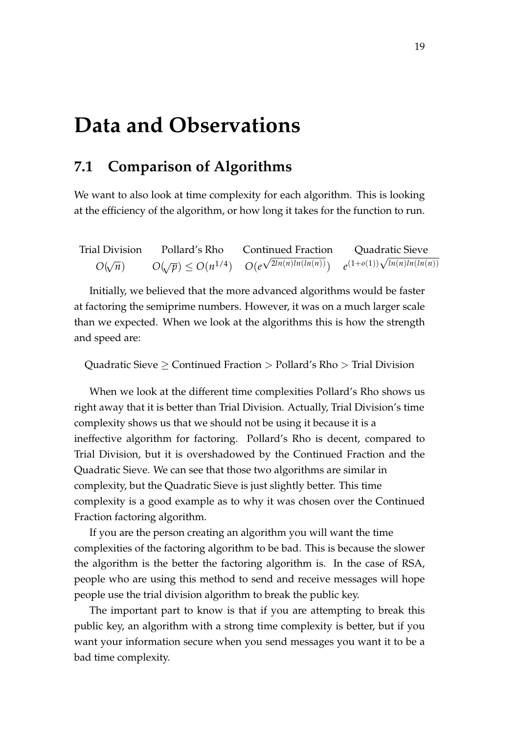# Data and Observations

## 7.1 Comparison of Algorithms

We want to also look at time complexity for each algorithm. This is looking at the efficiency of the algorithm, or how long it takes for the function to run.

| Trial Division | Pollard's Rho | Continued Fraction | Quadratic Sieve |
|---|---|---|---|
| $O(\sqrt{n})$ | $O(\sqrt{p}) \leq O(n^{1/4})$ | $O(e^{\sqrt{2ln(n)ln(ln(n))}})$ | $e^{(1+o(1))\sqrt{ln(n)ln(ln(n))}}$ |

Initially, we believed that the more advanced algorithms would be faster at factoring the semiprime numbers. However, it was on a much larger scale than we expected. When we look at the algorithms this is how the strength and speed are:

Quadratic Sieve $\geq$ Continued Fraction $>$ Pollard's Rho $>$ Trial Division

When we look at the different time complexities Pollard's Rho shows us right away that it is better than Trial Division. Actually, Trial Division's time complexity shows us that we should not be using it because it is a ineffective algorithm for factoring. Pollard's Rho is decent, compared to Trial Division, but it is overshadowed by the Continued Fraction and the Quadratic Sieve. We can see that those two algorithms are similar in complexity, but the Quadratic Sieve is just slightly better. This time complexity is a good example as to why it was chosen over the Continued Fraction factoring algorithm.

If you are the person creating an algorithm you will want the time complexities of the factoring algorithm to be bad. This is because the slower the algorithm is the better the factoring algorithm is. In the case of RSA, people who are using this method to send and receive messages will hope people use the trial division algorithm to break the public key.

The important part to know is that if you are attempting to break this public key, an algorithm with a strong time complexity is better, but if you want your information secure when you send messages you want it to be a bad time complexity.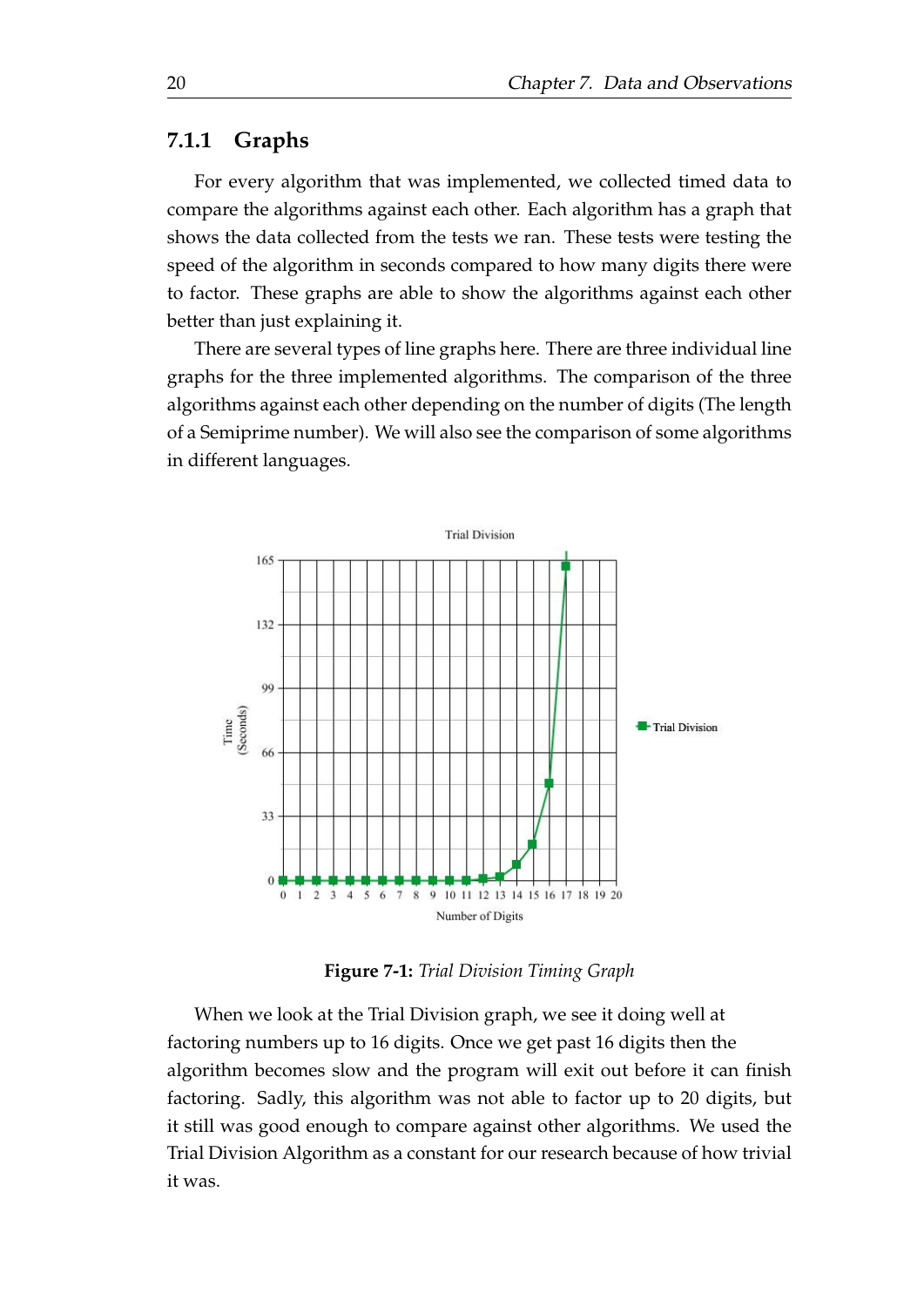### 7.1.1 Graphs

For every algorithm that was implemented, we collected timed data to compare the algorithms against each other. Each algorithm has a graph that shows the data collected from the tests we ran. These tests were testing the speed of the algorithm in seconds compared to how many digits there were to factor. These graphs are able to show the algorithms against each other better than just explaining it.

There are several types of line graphs here. There are three individual line graphs for the three implemented algorithms. The comparison of the three algorithms against each other depending on the number of digits (The length of a Semiprime number). We will also see the comparison of some algorithms in different languages.

**Figure 7-1:** *Trial Division Timing Graph*

When we look at the Trial Division graph, we see it doing well at factoring numbers up to 16 digits. Once we get past 16 digits then the algorithm becomes slow and the program will exit out before it can finish factoring. Sadly, this algorithm was not able to factor up to 20 digits, but it still was good enough to compare against other algorithms. We used the Trial Division Algorithm as a constant for our research because of how trivial it was.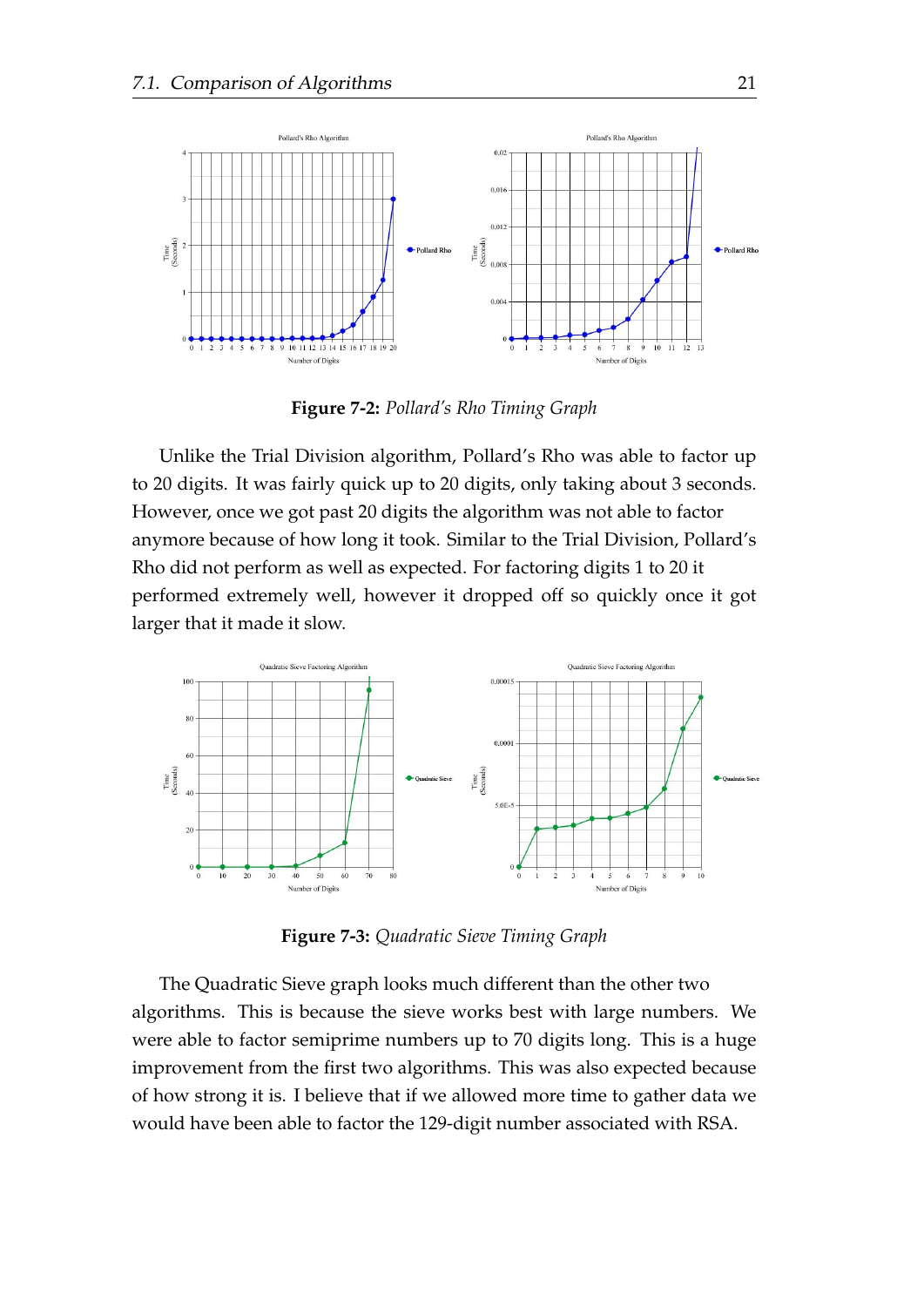**Figure 7-2:** *Pollard's Rho Timing Graph*

Unlike the Trial Division algorithm, Pollard's Rho was able to factor up to 20 digits. It was fairly quick up to 20 digits, only taking about 3 seconds. However, once we got past 20 digits the algorithm was not able to factor anymore because of how long it took. Similar to the Trial Division, Pollard's Rho did not perform as well as expected. For factoring digits 1 to 20 it performed extremely well, however it dropped off so quickly once it got larger that it made it slow.

**Figure 7-3:** *Quadratic Sieve Timing Graph*

The Quadratic Sieve graph looks much different than the other two algorithms. This is because the sieve works best with large numbers. We were able to factor semiprime numbers up to 70 digits long. This is a huge improvement from the first two algorithms. This was also expected because of how strong it is. I believe that if we allowed more time to gather data we would have been able to factor the 129-digit number associated with RSA.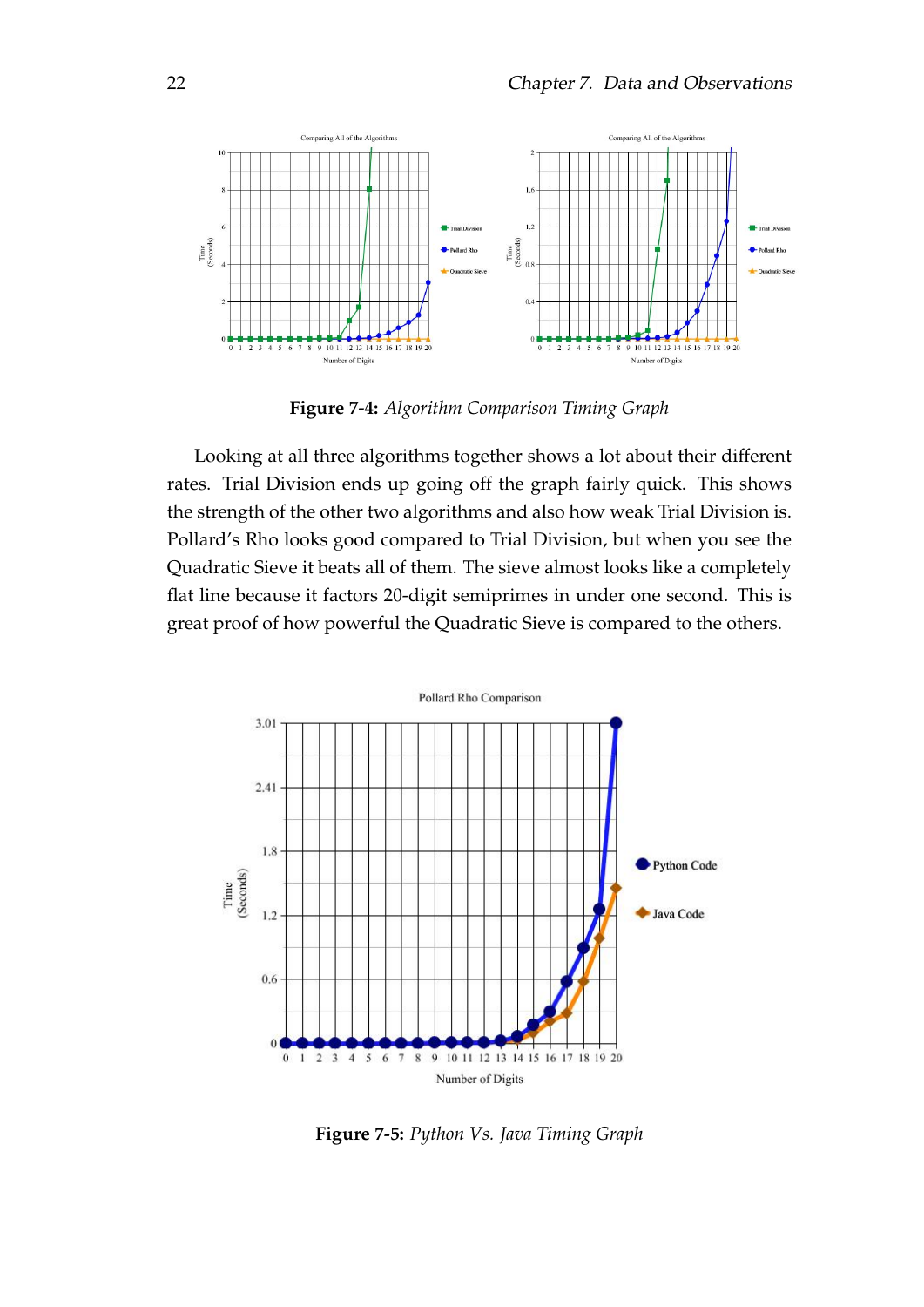**Figure 7-4:** *Algorithm Comparison Timing Graph*

Looking at all three algorithms together shows a lot about their different rates. Trial Division ends up going off the graph fairly quick. This shows the strength of the other two algorithms and also how weak Trial Division is. Pollard's Rho looks good compared to Trial Division, but when you see the Quadratic Sieve it beats all of them. The sieve almost looks like a completely flat line because it factors 20-digit semiprimes in under one second. This is great proof of how powerful the Quadratic Sieve is compared to the others.

**Figure 7-5:** *Python Vs. Java Timing Graph*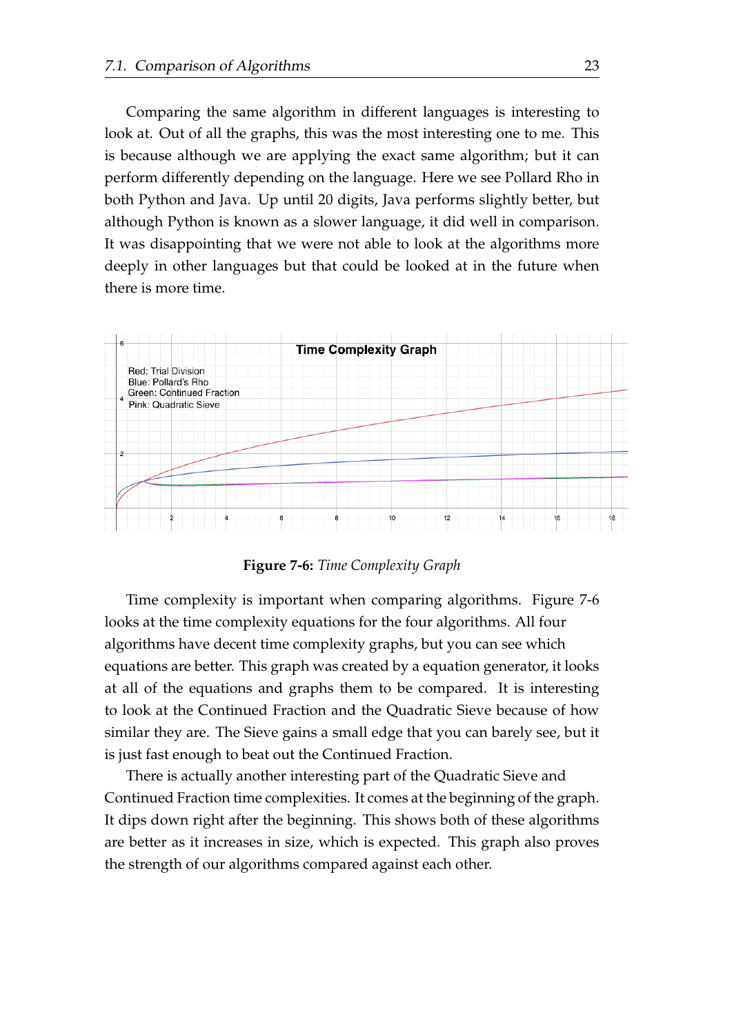Comparing the same algorithm in different languages is interesting to look at. Out of all the graphs, this was the most interesting one to me. This is because although we are applying the exact same algorithm; but it can perform differently depending on the language. Here we see Pollard Rho in both Python and Java. Up until 20 digits, Java performs slightly better, but although Python is known as a slower language, it did well in comparison. It was disappointing that we were not able to look at the algorithms more deeply in other languages but that could be looked at in the future when there is more time.

**Figure 7-6:** *Time Complexity Graph*

Time complexity is important when comparing algorithms. Figure 7-6 looks at the time complexity equations for the four algorithms. All four algorithms have decent time complexity graphs, but you can see which equations are better. This graph was created by a equation generator, it looks at all of the equations and graphs them to be compared. It is interesting to look at the Continued Fraction and the Quadratic Sieve because of how similar they are. The Sieve gains a small edge that you can barely see, but it is just fast enough to beat out the Continued Fraction.

There is actually another interesting part of the Quadratic Sieve and Continued Fraction time complexities. It comes at the beginning of the graph. It dips down right after the beginning. This shows both of these algorithms are better as it increases in size, which is expected. This graph also proves the strength of our algorithms compared against each other.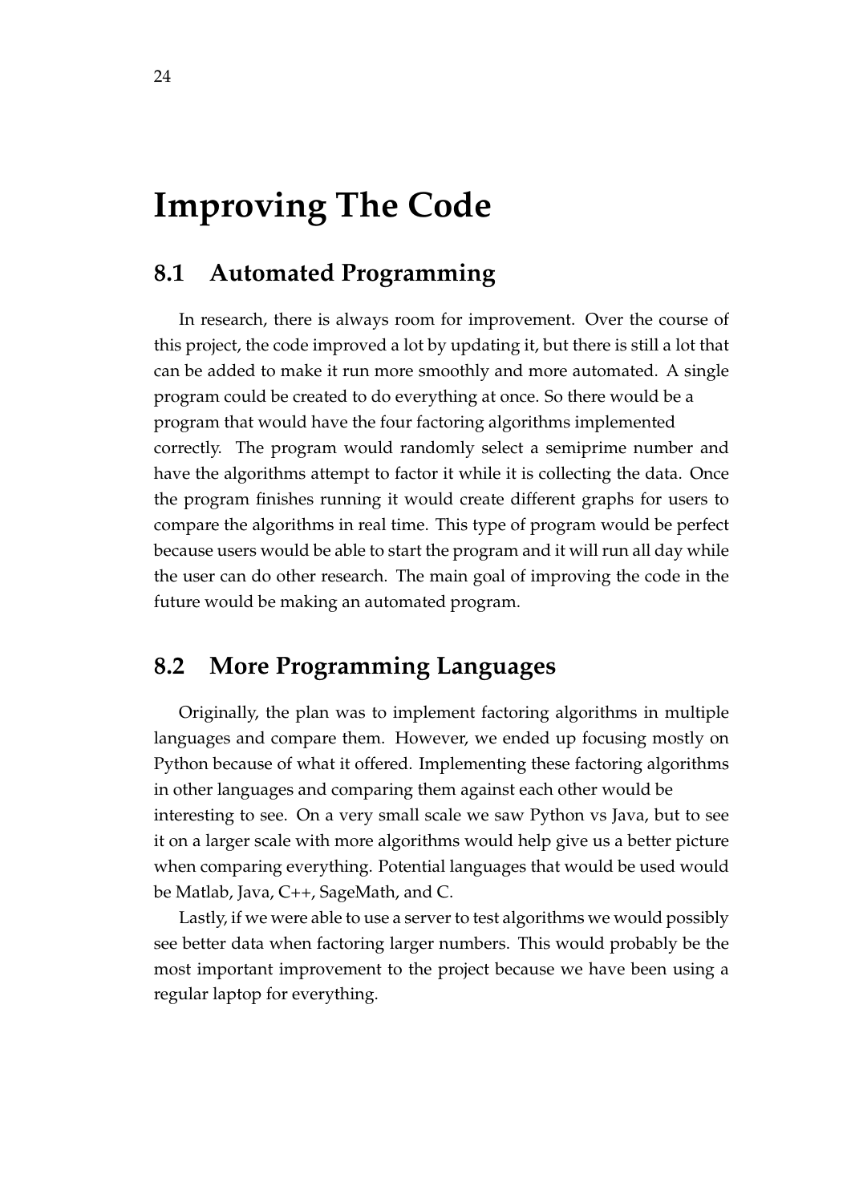# Improving The Code

## 8.1 Automated Programming

In research, there is always room for improvement. Over the course of this project, the code improved a lot by updating it, but there is still a lot that can be added to make it run more smoothly and more automated. A single program could be created to do everything at once. So there would be a program that would have the four factoring algorithms implemented correctly. The program would randomly select a semiprime number and have the algorithms attempt to factor it while it is collecting the data. Once the program finishes running it would create different graphs for users to compare the algorithms in real time. This type of program would be perfect because users would be able to start the program and it will run all day while the user can do other research. The main goal of improving the code in the future would be making an automated program.

## 8.2 More Programming Languages

Originally, the plan was to implement factoring algorithms in multiple languages and compare them. However, we ended up focusing mostly on Python because of what it offered. Implementing these factoring algorithms in other languages and comparing them against each other would be interesting to see. On a very small scale we saw Python vs Java, but to see it on a larger scale with more algorithms would help give us a better picture when comparing everything. Potential languages that would be used would be Matlab, Java, C++, SageMath, and C.

Lastly, if we were able to use a server to test algorithms we would possibly see better data when factoring larger numbers. This would probably be the most important improvement to the project because we have been using a regular laptop for everything.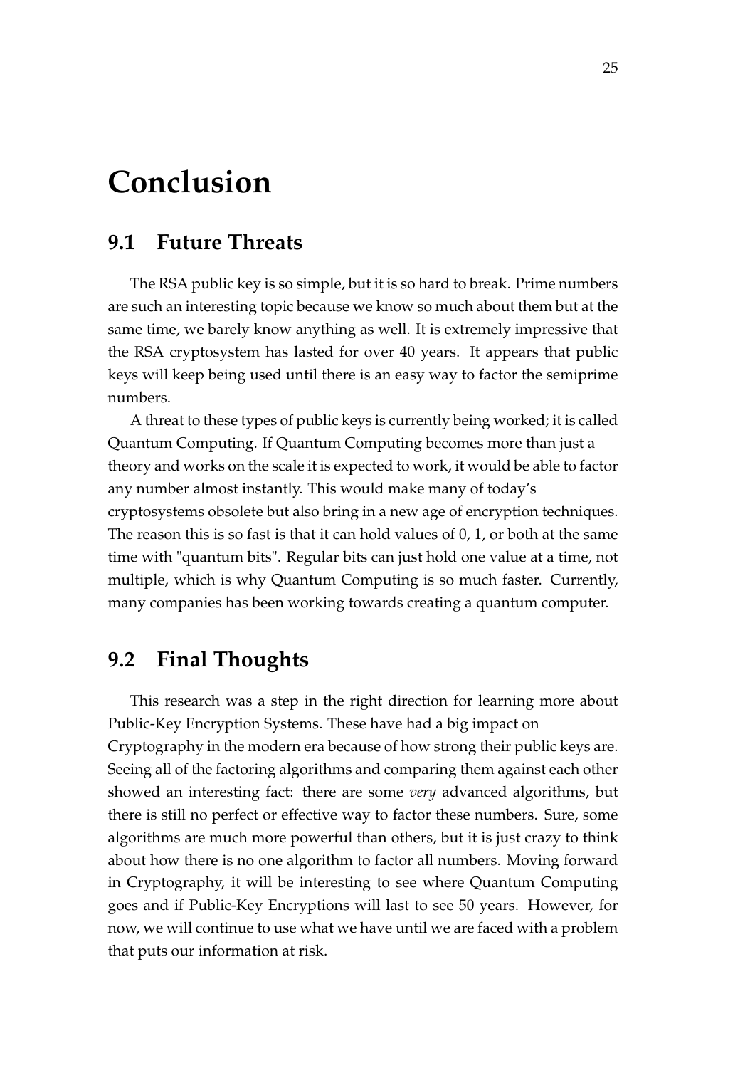# Conclusion

## 9.1 Future Threats

The RSA public key is so simple, but it is so hard to break. Prime numbers are such an interesting topic because we know so much about them but at the same time, we barely know anything as well. It is extremely impressive that the RSA cryptosystem has lasted for over 40 years. It appears that public keys will keep being used until there is an easy way to factor the semiprime numbers.

A threat to these types of public keys is currently being worked; it is called Quantum Computing. If Quantum Computing becomes more than just a theory and works on the scale it is expected to work, it would be able to factor any number almost instantly. This would make many of today's cryptosystems obsolete but also bring in a new age of encryption techniques. The reason this is so fast is that it can hold values of 0, 1, or both at the same time with "quantum bits". Regular bits can just hold one value at a time, not multiple, which is why Quantum Computing is so much faster. Currently, many companies has been working towards creating a quantum computer.

## 9.2 Final Thoughts

This research was a step in the right direction for learning more about Public-Key Encryption Systems. These have had a big impact on Cryptography in the modern era because of how strong their public keys are. Seeing all of the factoring algorithms and comparing them against each other showed an interesting fact: there are some *very* advanced algorithms, but there is still no perfect or effective way to factor these numbers. Sure, some algorithms are much more powerful than others, but it is just crazy to think about how there is no one algorithm to factor all numbers. Moving forward in Cryptography, it will be interesting to see where Quantum Computing goes and if Public-Key Encryptions will last to see 50 years. However, for now, we will continue to use what we have until we are faced with a problem that puts our information at risk.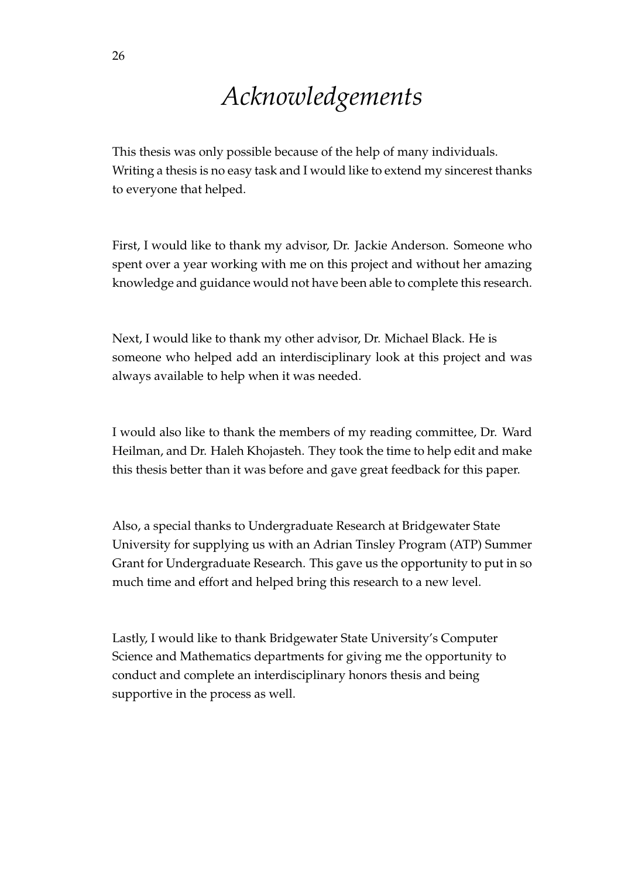# *Acknowledgements*

This thesis was only possible because of the help of many individuals. Writing a thesis is no easy task and I would like to extend my sincerest thanks to everyone that helped.

First, I would like to thank my advisor, Dr. Jackie Anderson. Someone who spent over a year working with me on this project and without her amazing knowledge and guidance would not have been able to complete this research.

Next, I would like to thank my other advisor, Dr. Michael Black. He is someone who helped add an interdisciplinary look at this project and was always available to help when it was needed.

I would also like to thank the members of my reading committee, Dr. Ward Heilman, and Dr. Haleh Khojasteh. They took the time to help edit and make this thesis better than it was before and gave great feedback for this paper.

Also, a special thanks to Undergraduate Research at Bridgewater State University for supplying us with an Adrian Tinsley Program (ATP) Summer Grant for Undergraduate Research. This gave us the opportunity to put in so much time and effort and helped bring this research to a new level.

Lastly, I would like to thank Bridgewater State University's Computer Science and Mathematics departments for giving me the opportunity to conduct and complete an interdisciplinary honors thesis and being supportive in the process as well.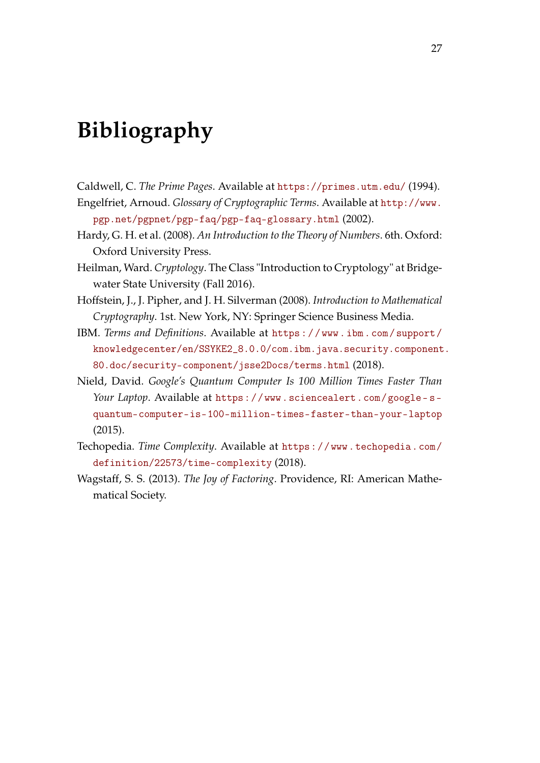# Bibliography

Caldwell, C. *The Prime Pages*. Available at https://primes.utm.edu/ (1994).

Engelfriet, Arnoud. *Glossary of Cryptographic Terms*. Available at http://www.pgp.net/pgpnet/pgp-faq/pgp-faq-glossary.html (2002).

Hardy, G. H. et al. (2008). *An Introduction to the Theory of Numbers*. 6th. Oxford: Oxford University Press.

Heilman, Ward. *Cryptology*. The Class "Introduction to Cryptology" at Bridgewater State University (Fall 2016).

Hoffstein, J., J. Pipher, and J. H. Silverman (2008). *Introduction to Mathematical Cryptography*. 1st. New York, NY: Springer Science Business Media.

IBM. *Terms and Definitions*. Available at https://www.ibm.com/support/knowledgecenter/en/SSYKE2_8.0.0/com.ibm.java.security.component.80.doc/security-component/jsse2Docs/terms.html (2018).

Nield, David. *Google's Quantum Computer Is 100 Million Times Faster Than Your Laptop*. Available at https://www.sciencealert.com/google-s-quantum-computer-is-100-million-times-faster-than-your-laptop (2015).

Techopedia. *Time Complexity*. Available at https://www.techopedia.com/definition/22573/time-complexity (2018).

Wagstaff, S. S. (2013). *The Joy of Factoring*. Providence, RI: American Mathematical Society.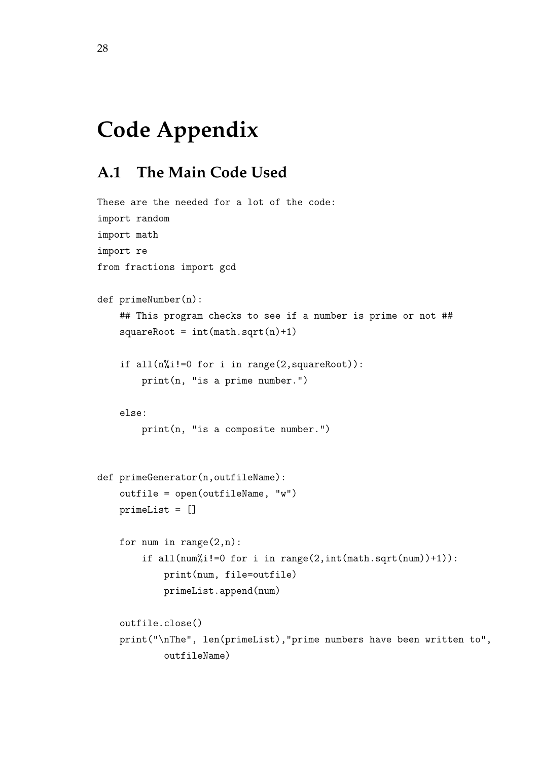# Code Appendix

## A.1 The Main Code Used

These are the needed for a lot of the code:

```
import random
import math
import re
from fractions import gcd

def primeNumber(n):
    ## This program checks to see if a number is prime or not ##
    squareRoot = int(math.sqrt(n)+1)

    if all(n%i!=0 for i in range(2,squareRoot)):
        print(n, "is a prime number.")

    else:
        print(n, "is a composite number.")


def primeGenerator(n,outfileName):
    outfile = open(outfileName, "w")
    primeList = []

    for num in range(2,n):
        if all(num%i!=0 for i in range(2,int(math.sqrt(num))+1)):
            print(num, file=outfile)
            primeList.append(num)

    outfile.close()
    print("\nThe", len(primeList),"prime numbers have been written to",
          outfileName)
```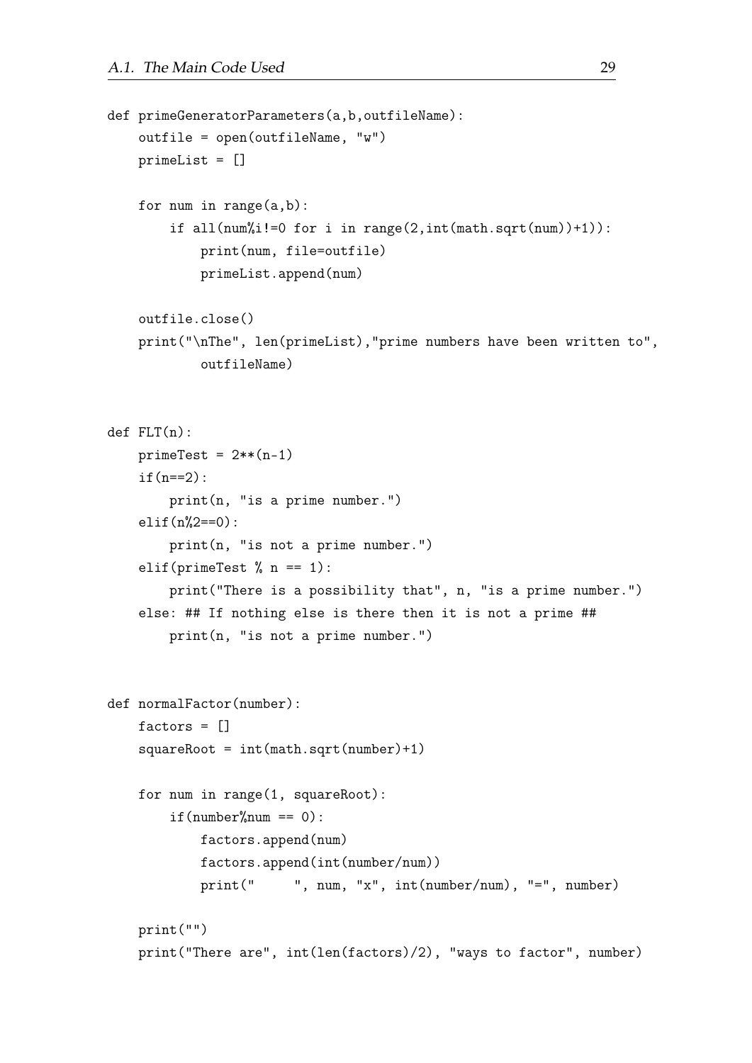```
def primeGeneratorParameters(a,b,outfileName):
    outfile = open(outfileName, "w")
    primeList = []

    for num in range(a,b):
        if all(num%i!=0 for i in range(2,int(math.sqrt(num))+1)):
            print(num, file=outfile)
            primeList.append(num)

    outfile.close()
    print("\nThe", len(primeList),"prime numbers have been written to",
          outfileName)


def FLT(n):
    primeTest = 2**(n-1)
    if(n==2):
        print(n, "is a prime number.")
    elif(n%2==0):
        print(n, "is not a prime number.")
    elif(primeTest % n == 1):
        print("There is a possibility that", n, "is a prime number.")
    else: ## If nothing else is there then it is not a prime ##
        print(n, "is not a prime number.")


def normalFactor(number):
    factors = []
    squareRoot = int(math.sqrt(number)+1)

    for num in range(1, squareRoot):
        if(number%num == 0):
            factors.append(num)
            factors.append(int(number/num))
            print("     ", num, "x", int(number/num), "=", number)

    print("")
    print("There are", int(len(factors)/2), "ways to factor", number)
```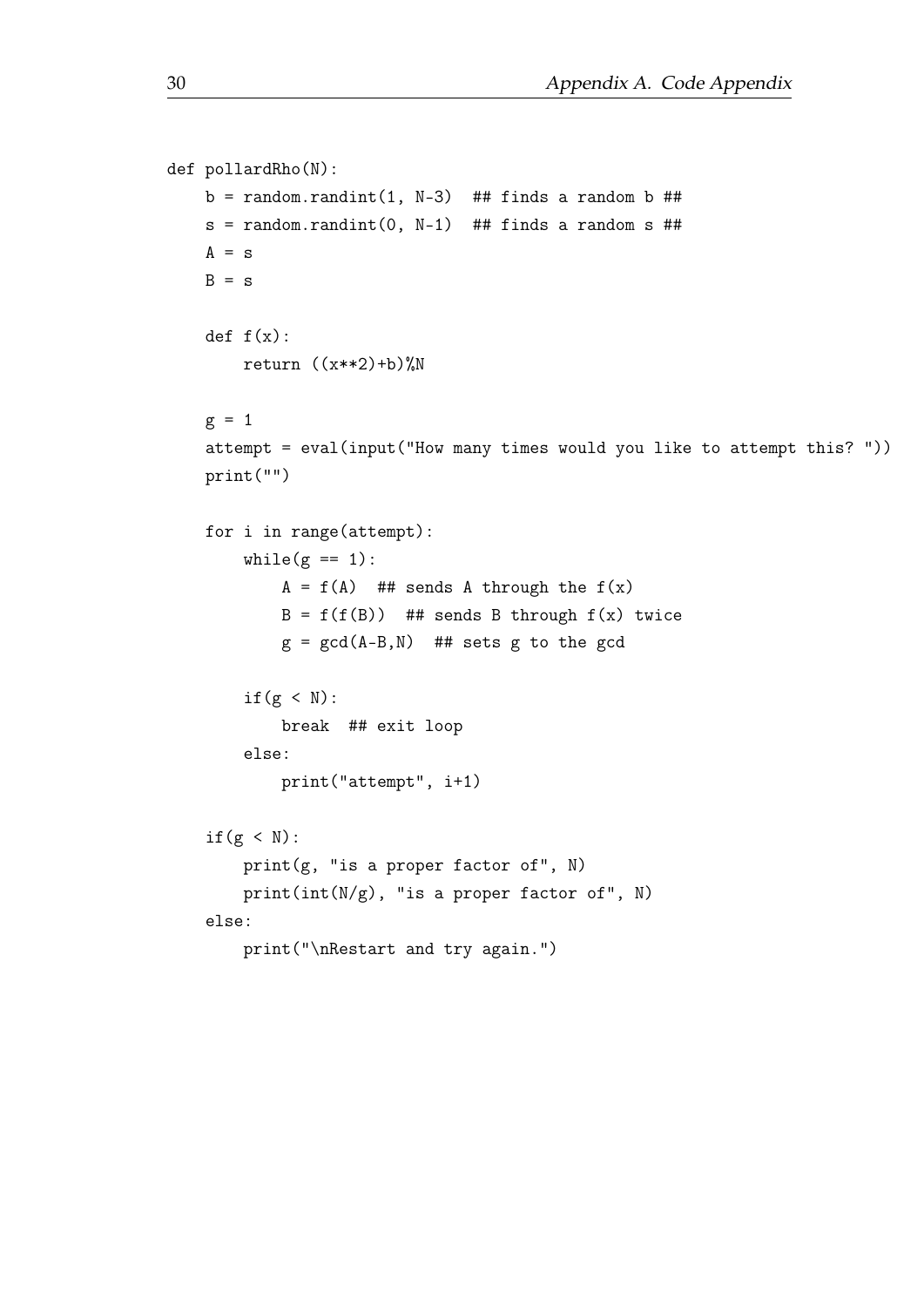```
def pollardRho(N):
    b = random.randint(1, N-3)  ## finds a random b ##
    s = random.randint(0, N-1)  ## finds a random s ##
    A = s
    B = s

    def f(x):
        return ((x**2)+b)%N

    g = 1
    attempt = eval(input("How many times would you like to attempt this? "))
    print("")

    for i in range(attempt):
        while(g == 1):
            A = f(A)  ## sends A through the f(x)
            B = f(f(B))  ## sends B through f(x) twice
            g = gcd(A-B,N)  ## sets g to the gcd

        if(g < N):
            break  ## exit loop
        else:
            print("attempt", i+1)

    if(g < N):
        print(g, "is a proper factor of", N)
        print(int(N/g), "is a proper factor of", N)
    else:
        print("\nRestart and try again.")
```